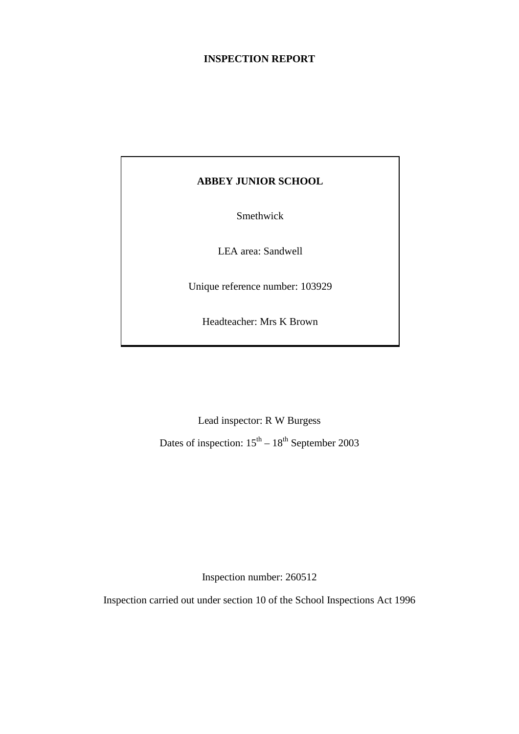# INSPECTION REPORT

**ABBEY JUNIOR SCHOOL**

Smethwick

LEA area: Sandwell

Unique reference number: 103929

Headteacher: Mrs K Brown

Lead inspector: R W Burgess

Dates of inspection: 15th – 18th September 2003

Inspection number: 260512

Inspection carried out under section 10 of the School Inspections Act 1996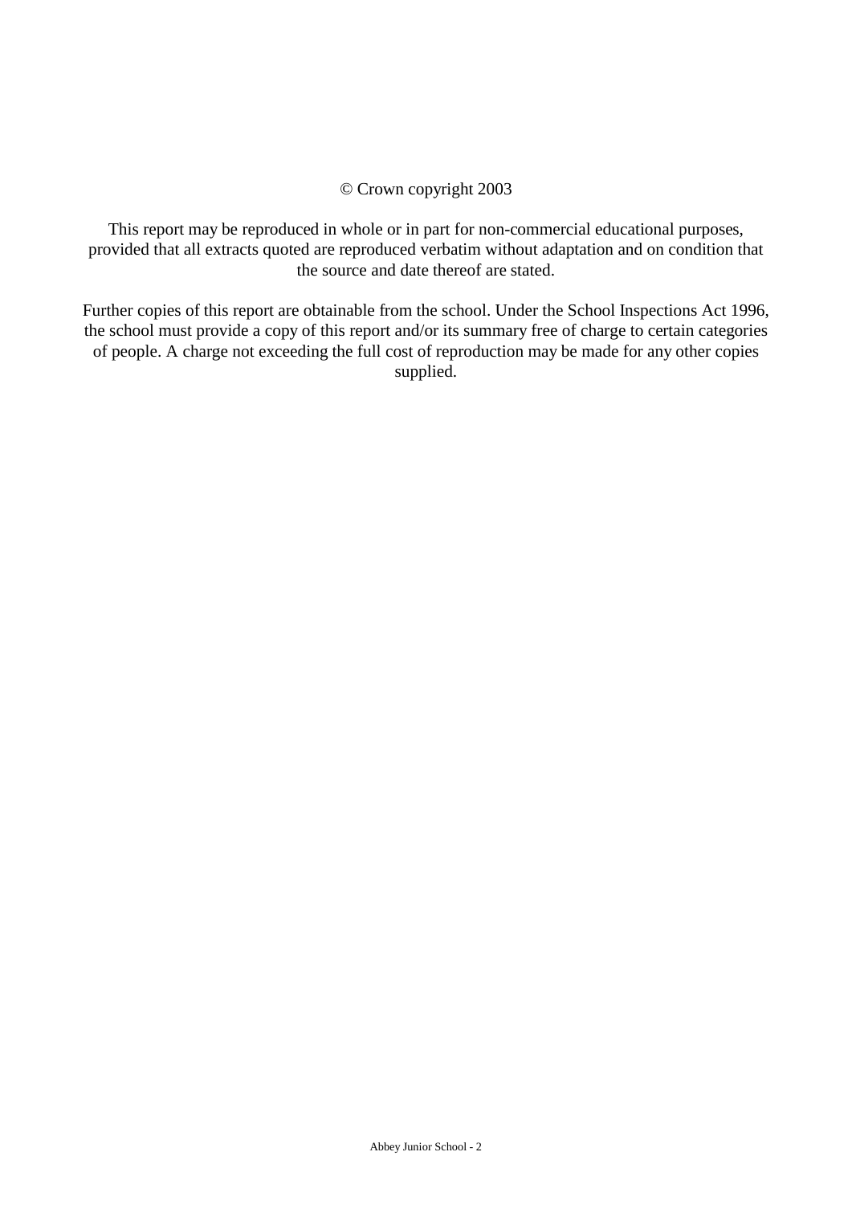© Crown copyright 2003

This report may be reproduced in whole or in part for non-commercial educational purposes, provided that all extracts quoted are reproduced verbatim without adaptation and on condition that the source and date thereof are stated.

Further copies of this report are obtainable from the school. Under the School Inspections Act 1996, the school must provide a copy of this report and/or its summary free of charge to certain categories of people. A charge not exceeding the full cost of reproduction may be made for any other copies supplied.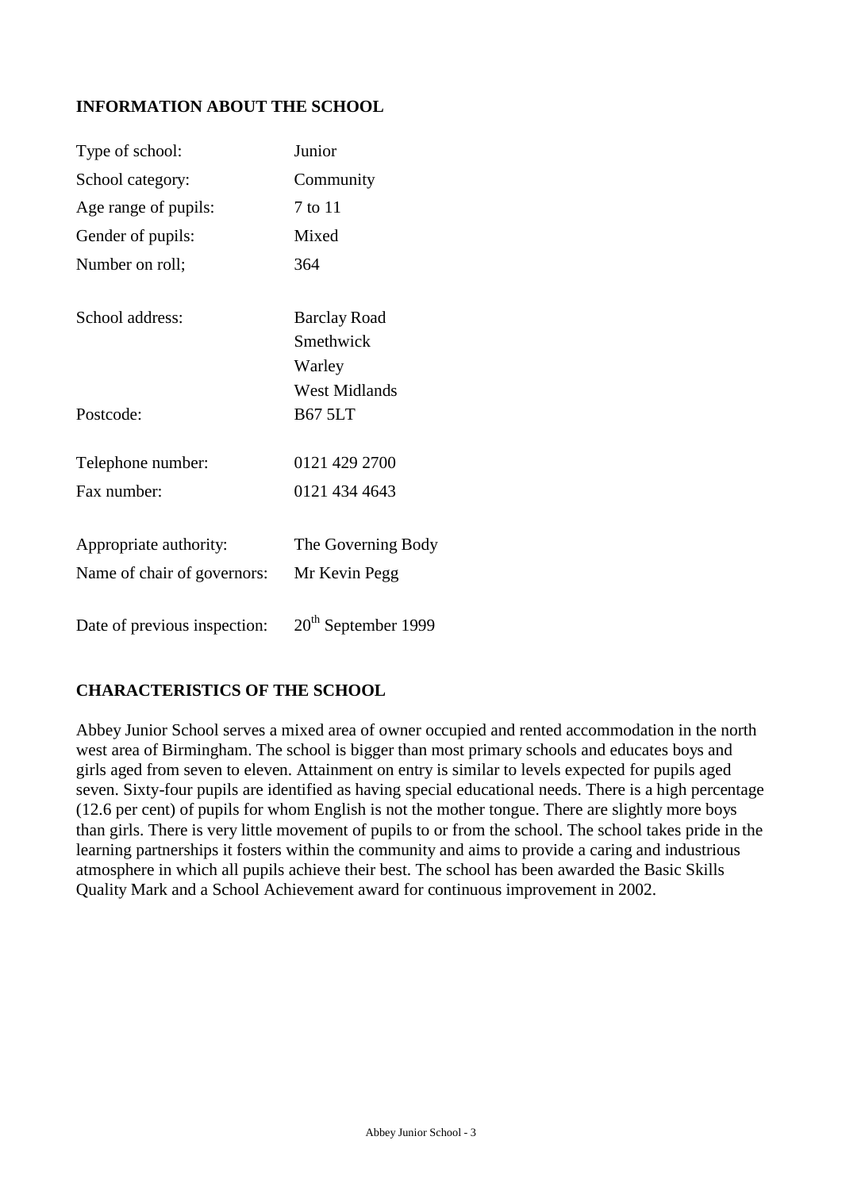## INFORMATION ABOUT THE SCHOOL

| | |
|---|---|
| Type of school: | Junior |
| School category: | Community |
| Age range of pupils: | 7 to 11 |
| Gender of pupils: | Mixed |
| Number on roll; | 364 |
| School address: | Barclay Road<br>Smethwick<br>Warley<br>West Midlands |
| Postcode: | B67 5LT |
| Telephone number: | 0121 429 2700 |
| Fax number: | 0121 434 4643 |
| Appropriate authority: | The Governing Body |
| Name of chair of governors: | Mr Kevin Pegg |
| Date of previous inspection: | 20th September 1999 |

## CHARACTERISTICS OF THE SCHOOL

Abbey Junior School serves a mixed area of owner occupied and rented accommodation in the north west area of Birmingham. The school is bigger than most primary schools and educates boys and girls aged from seven to eleven. Attainment on entry is similar to levels expected for pupils aged seven. Sixty-four pupils are identified as having special educational needs. There is a high percentage (12.6 per cent) of pupils for whom English is not the mother tongue. There are slightly more boys than girls. There is very little movement of pupils to or from the school. The school takes pride in the learning partnerships it fosters within the community and aims to provide a caring and industrious atmosphere in which all pupils achieve their best. The school has been awarded the Basic Skills Quality Mark and a School Achievement award for continuous improvement in 2002.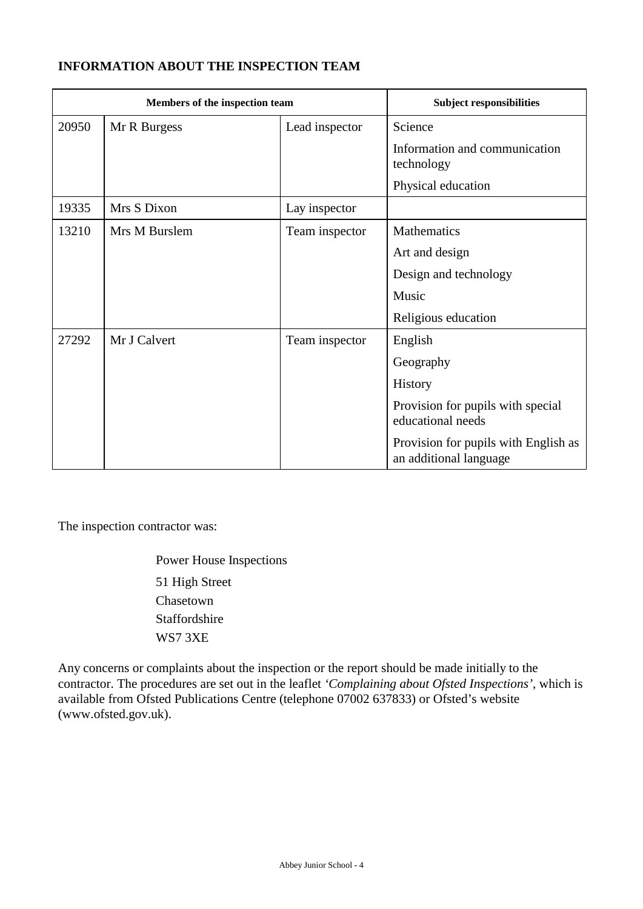## INFORMATION ABOUT THE INSPECTION TEAM

| Members of the inspection team | | | Subject responsibilities |
|---|---|---|---|
| 20950 | Mr R Burgess | Lead inspector | Science |
| | | | Information and communication technology |
| | | | Physical education |
| 19335 | Mrs S Dixon | Lay inspector | |
| 13210 | Mrs M Burslem | Team inspector | Mathematics |
| | | | Art and design |
| | | | Design and technology |
| | | | Music |
| | | | Religious education |
| 27292 | Mr J Calvert | Team inspector | English |
| | | | Geography |
| | | | History |
| | | | Provision for pupils with special educational needs |
| | | | Provision for pupils with English as an additional language |

The inspection contractor was:

Power House Inspections
51 High Street
Chasetown
Staffordshire
WS7 3XE

Any concerns or complaints about the inspection or the report should be made initially to the contractor. The procedures are set out in the leaflet *'Complaining about Ofsted Inspections'*, which is available from Ofsted Publications Centre (telephone 07002 637833) or Ofsted's website (www.ofsted.gov.uk).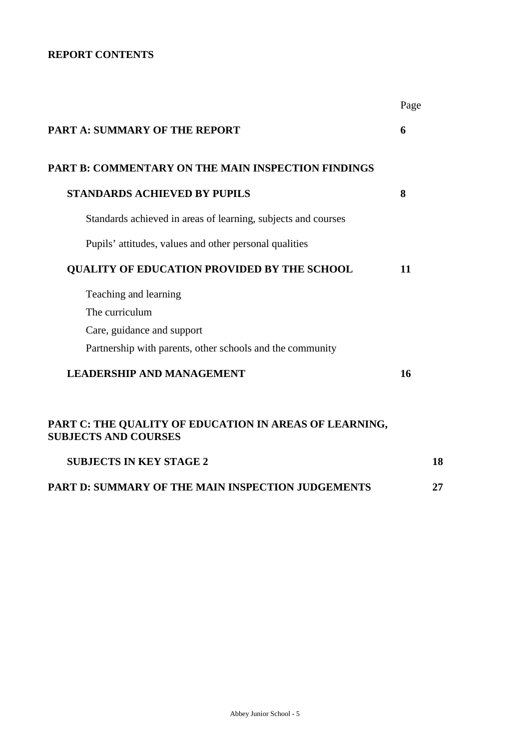**REPORT CONTENTS**

| | Page |
|---|---|
| **PART A: SUMMARY OF THE REPORT** | **6** |
| **PART B: COMMENTARY ON THE MAIN INSPECTION FINDINGS** | |
| **STANDARDS ACHIEVED BY PUPILS** | **8** |
| Standards achieved in areas of learning, subjects and courses | |
| Pupils' attitudes, values and other personal qualities | |
| **QUALITY OF EDUCATION PROVIDED BY THE SCHOOL** | **11** |
| Teaching and learning | |
| The curriculum | |
| Care, guidance and support | |
| Partnership with parents, other schools and the community | |
| **LEADERSHIP AND MANAGEMENT** | **16** |
| **PART C: THE QUALITY OF EDUCATION IN AREAS OF LEARNING, SUBJECTS AND COURSES** | |
| **SUBJECTS IN KEY STAGE 2** | **18** |
| **PART D: SUMMARY OF THE MAIN INSPECTION JUDGEMENTS** | **27** |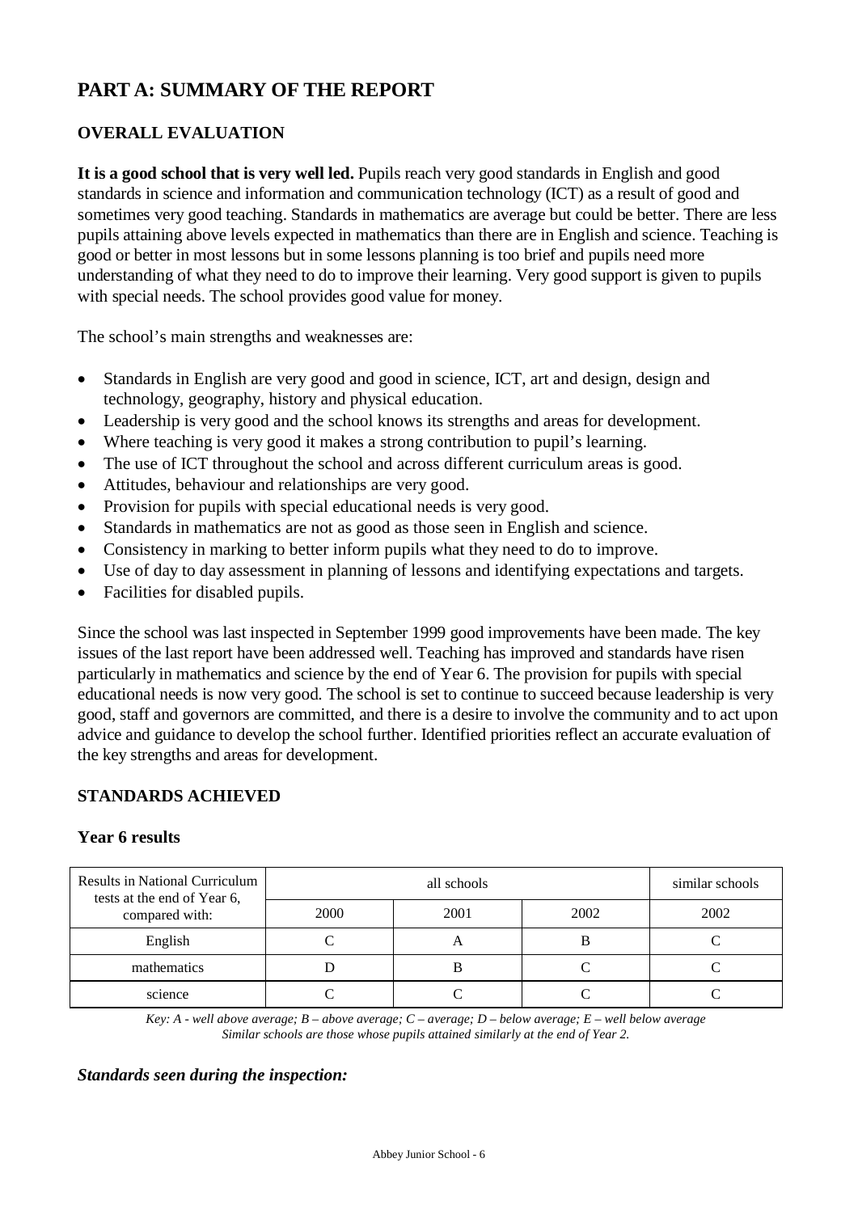# PART A: SUMMARY OF THE REPORT

## OVERALL EVALUATION

**It is a good school that is very well led.** Pupils reach very good standards in English and good standards in science and information and communication technology (ICT) as a result of good and sometimes very good teaching. Standards in mathematics are average but could be better. There are less pupils attaining above levels expected in mathematics than there are in English and science. Teaching is good or better in most lessons but in some lessons planning is too brief and pupils need more understanding of what they need to do to improve their learning. Very good support is given to pupils with special needs. The school provides good value for money.

The school's main strengths and weaknesses are:

- Standards in English are very good and good in science, ICT, art and design, design and technology, geography, history and physical education.
- Leadership is very good and the school knows its strengths and areas for development.
- Where teaching is very good it makes a strong contribution to pupil's learning.
- The use of ICT throughout the school and across different curriculum areas is good.
- Attitudes, behaviour and relationships are very good.
- Provision for pupils with special educational needs is very good.
- Standards in mathematics are not as good as those seen in English and science.
- Consistency in marking to better inform pupils what they need to do to improve.
- Use of day to day assessment in planning of lessons and identifying expectations and targets.
- Facilities for disabled pupils.

Since the school was last inspected in September 1999 good improvements have been made. The key issues of the last report have been addressed well. Teaching has improved and standards have risen particularly in mathematics and science by the end of Year 6. The provision for pupils with special educational needs is now very good. The school is set to continue to succeed because leadership is very good, staff and governors are committed, and there is a desire to involve the community and to act upon advice and guidance to develop the school further. Identified priorities reflect an accurate evaluation of the key strengths and areas for development.

## STANDARDS ACHIEVED

### Year 6 results

| Results in National Curriculum tests at the end of Year 6, compared with: | all schools | | | similar schools |
|---|---|---|---|---|
| | 2000 | 2001 | 2002 | 2002 |
| English | C | A | B | C |
| mathematics | D | B | C | C |
| science | C | C | C | C |

*Key: A - well above average; B – above average; C – average; D – below average; E – well below average*
*Similar schools are those whose pupils attained similarly at the end of Year 2.*

***Standards seen during the inspection:***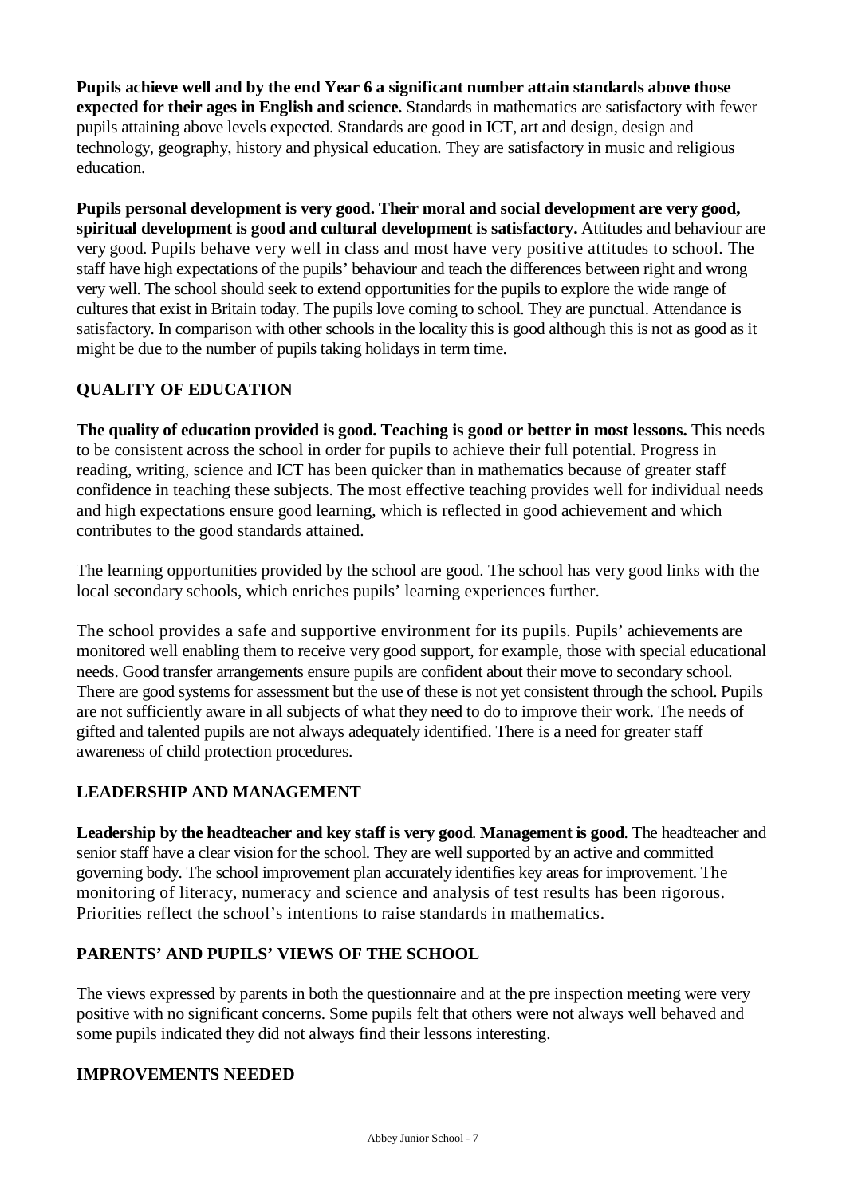**Pupils achieve well and by the end Year 6 a significant number attain standards above those expected for their ages in English and science.** Standards in mathematics are satisfactory with fewer pupils attaining above levels expected. Standards are good in ICT, art and design, design and technology, geography, history and physical education. They are satisfactory in music and religious education.

**Pupils personal development is very good. Their moral and social development are very good, spiritual development is good and cultural development is satisfactory.** Attitudes and behaviour are very good. Pupils behave very well in class and most have very positive attitudes to school. The staff have high expectations of the pupils' behaviour and teach the differences between right and wrong very well. The school should seek to extend opportunities for the pupils to explore the wide range of cultures that exist in Britain today. The pupils love coming to school. They are punctual. Attendance is satisfactory. In comparison with other schools in the locality this is good although this is not as good as it might be due to the number of pupils taking holidays in term time.

## QUALITY OF EDUCATION

**The quality of education provided is good. Teaching is good or better in most lessons.** This needs to be consistent across the school in order for pupils to achieve their full potential. Progress in reading, writing, science and ICT has been quicker than in mathematics because of greater staff confidence in teaching these subjects. The most effective teaching provides well for individual needs and high expectations ensure good learning, which is reflected in good achievement and which contributes to the good standards attained.

The learning opportunities provided by the school are good. The school has very good links with the local secondary schools, which enriches pupils' learning experiences further.

The school provides a safe and supportive environment for its pupils. Pupils' achievements are monitored well enabling them to receive very good support, for example, those with special educational needs. Good transfer arrangements ensure pupils are confident about their move to secondary school. There are good systems for assessment but the use of these is not yet consistent through the school. Pupils are not sufficiently aware in all subjects of what they need to do to improve their work. The needs of gifted and talented pupils are not always adequately identified. There is a need for greater staff awareness of child protection procedures.

## LEADERSHIP AND MANAGEMENT

**Leadership by the headteacher and key staff is very good**. **Management is good**. The headteacher and senior staff have a clear vision for the school. They are well supported by an active and committed governing body. The school improvement plan accurately identifies key areas for improvement. The monitoring of literacy, numeracy and science and analysis of test results has been rigorous. Priorities reflect the school's intentions to raise standards in mathematics.

## PARENTS' AND PUPILS' VIEWS OF THE SCHOOL

The views expressed by parents in both the questionnaire and at the pre inspection meeting were very positive with no significant concerns. Some pupils felt that others were not always well behaved and some pupils indicated they did not always find their lessons interesting.

## IMPROVEMENTS NEEDED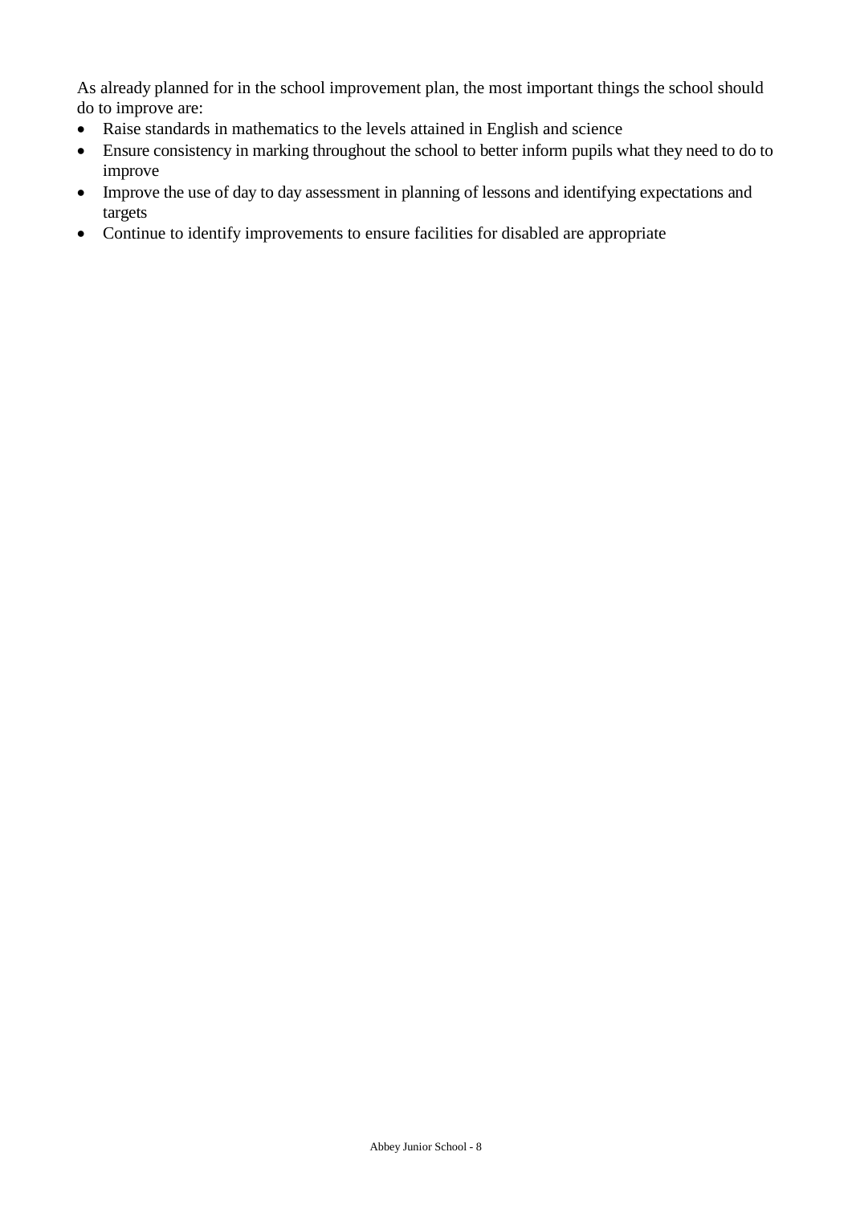As already planned for in the school improvement plan, the most important things the school should do to improve are:

- Raise standards in mathematics to the levels attained in English and science
- Ensure consistency in marking throughout the school to better inform pupils what they need to do to improve
- Improve the use of day to day assessment in planning of lessons and identifying expectations and targets
- Continue to identify improvements to ensure facilities for disabled are appropriate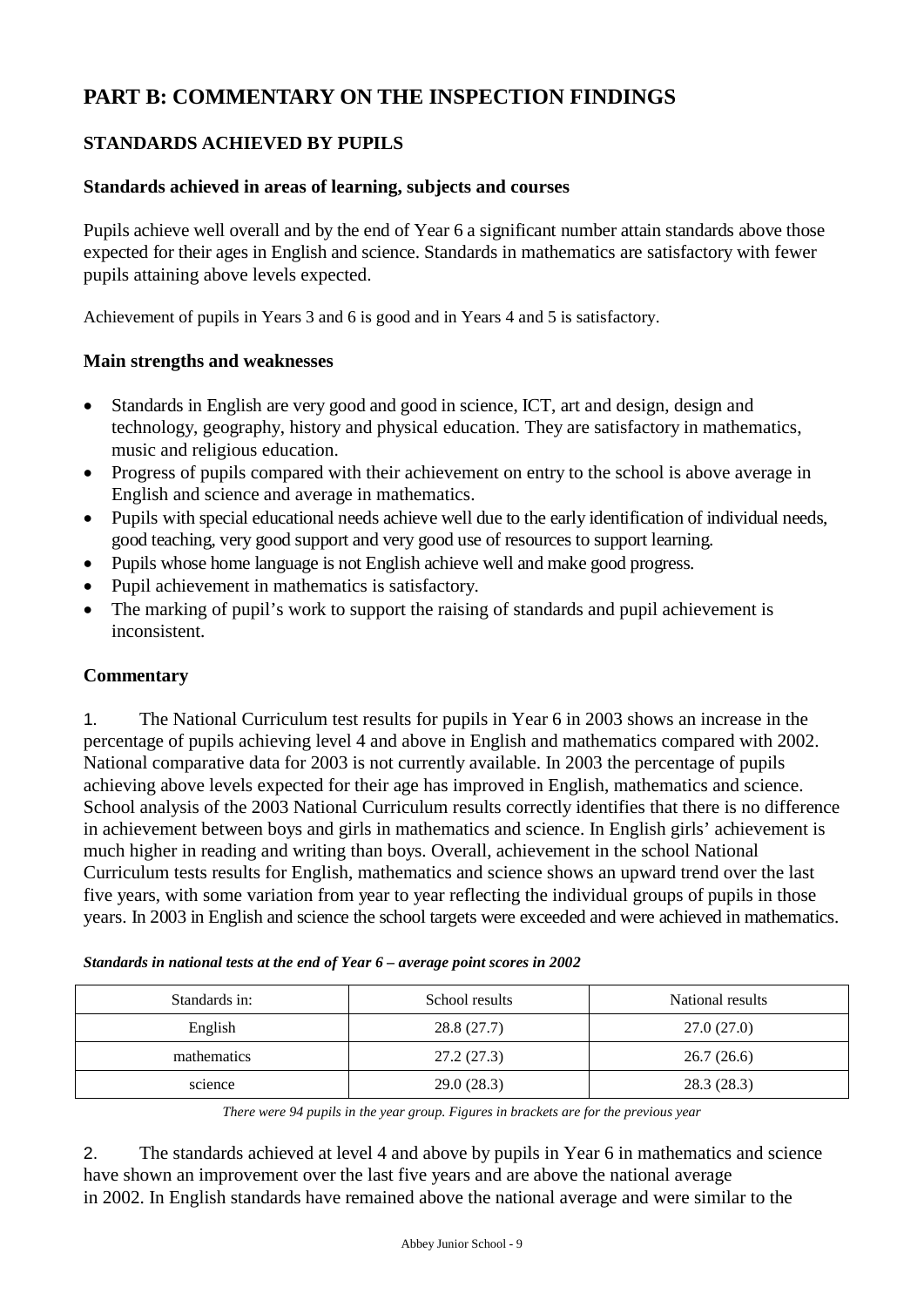# PART B: COMMENTARY ON THE INSPECTION FINDINGS

## STANDARDS ACHIEVED BY PUPILS

### Standards achieved in areas of learning, subjects and courses

Pupils achieve well overall and by the end of Year 6 a significant number attain standards above those expected for their ages in English and science. Standards in mathematics are satisfactory with fewer pupils attaining above levels expected.

Achievement of pupils in Years 3 and 6 is good and in Years 4 and 5 is satisfactory.

### Main strengths and weaknesses

- Standards in English are very good and good in science, ICT, art and design, design and technology, geography, history and physical education. They are satisfactory in mathematics, music and religious education.
- Progress of pupils compared with their achievement on entry to the school is above average in English and science and average in mathematics.
- Pupils with special educational needs achieve well due to the early identification of individual needs, good teaching, very good support and very good use of resources to support learning.
- Pupils whose home language is not English achieve well and make good progress.
- Pupil achievement in mathematics is satisfactory.
- The marking of pupil's work to support the raising of standards and pupil achievement is inconsistent.

### Commentary

1. The National Curriculum test results for pupils in Year 6 in 2003 shows an increase in the percentage of pupils achieving level 4 and above in English and mathematics compared with 2002. National comparative data for 2003 is not currently available. In 2003 the percentage of pupils achieving above levels expected for their age has improved in English, mathematics and science. School analysis of the 2003 National Curriculum results correctly identifies that there is no difference in achievement between boys and girls in mathematics and science. In English girls' achievement is much higher in reading and writing than boys. Overall, achievement in the school National Curriculum tests results for English, mathematics and science shows an upward trend over the last five years, with some variation from year to year reflecting the individual groups of pupils in those years. In 2003 in English and science the school targets were exceeded and were achieved in mathematics.

***Standards in national tests at the end of Year 6 – average point scores in 2002***

| Standards in: | School results | National results |
|---|---|---|
| English | 28.8 (27.7) | 27.0 (27.0) |
| mathematics | 27.2 (27.3) | 26.7 (26.6) |
| science | 29.0 (28.3) | 28.3 (28.3) |

*There were 94 pupils in the year group. Figures in brackets are for the previous year*

2. The standards achieved at level 4 and above by pupils in Year 6 in mathematics and science have shown an improvement over the last five years and are above the national average in 2002. In English standards have remained above the national average and were similar to the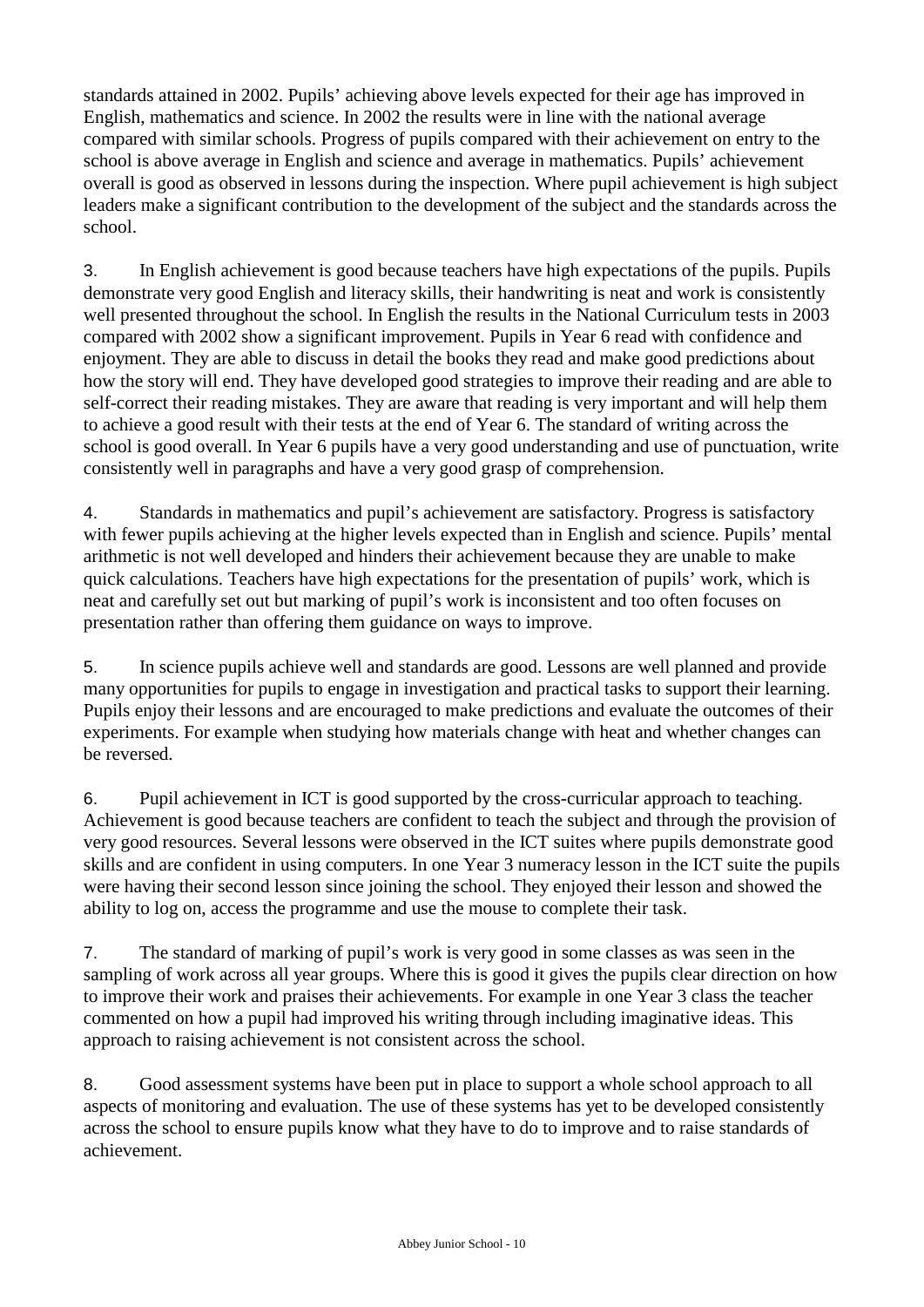standards attained in 2002. Pupils' achieving above levels expected for their age has improved in English, mathematics and science. In 2002 the results were in line with the national average compared with similar schools. Progress of pupils compared with their achievement on entry to the school is above average in English and science and average in mathematics. Pupils' achievement overall is good as observed in lessons during the inspection. Where pupil achievement is high subject leaders make a significant contribution to the development of the subject and the standards across the school.

3. In English achievement is good because teachers have high expectations of the pupils. Pupils demonstrate very good English and literacy skills, their handwriting is neat and work is consistently well presented throughout the school. In English the results in the National Curriculum tests in 2003 compared with 2002 show a significant improvement. Pupils in Year 6 read with confidence and enjoyment. They are able to discuss in detail the books they read and make good predictions about how the story will end. They have developed good strategies to improve their reading and are able to self-correct their reading mistakes. They are aware that reading is very important and will help them to achieve a good result with their tests at the end of Year 6. The standard of writing across the school is good overall. In Year 6 pupils have a very good understanding and use of punctuation, write consistently well in paragraphs and have a very good grasp of comprehension.

4. Standards in mathematics and pupil's achievement are satisfactory. Progress is satisfactory with fewer pupils achieving at the higher levels expected than in English and science. Pupils' mental arithmetic is not well developed and hinders their achievement because they are unable to make quick calculations. Teachers have high expectations for the presentation of pupils' work, which is neat and carefully set out but marking of pupil's work is inconsistent and too often focuses on presentation rather than offering them guidance on ways to improve.

5. In science pupils achieve well and standards are good. Lessons are well planned and provide many opportunities for pupils to engage in investigation and practical tasks to support their learning. Pupils enjoy their lessons and are encouraged to make predictions and evaluate the outcomes of their experiments. For example when studying how materials change with heat and whether changes can be reversed.

6. Pupil achievement in ICT is good supported by the cross-curricular approach to teaching. Achievement is good because teachers are confident to teach the subject and through the provision of very good resources. Several lessons were observed in the ICT suites where pupils demonstrate good skills and are confident in using computers. In one Year 3 numeracy lesson in the ICT suite the pupils were having their second lesson since joining the school. They enjoyed their lesson and showed the ability to log on, access the programme and use the mouse to complete their task.

7. The standard of marking of pupil's work is very good in some classes as was seen in the sampling of work across all year groups. Where this is good it gives the pupils clear direction on how to improve their work and praises their achievements. For example in one Year 3 class the teacher commented on how a pupil had improved his writing through including imaginative ideas. This approach to raising achievement is not consistent across the school.

8. Good assessment systems have been put in place to support a whole school approach to all aspects of monitoring and evaluation. The use of these systems has yet to be developed consistently across the school to ensure pupils know what they have to do to improve and to raise standards of achievement.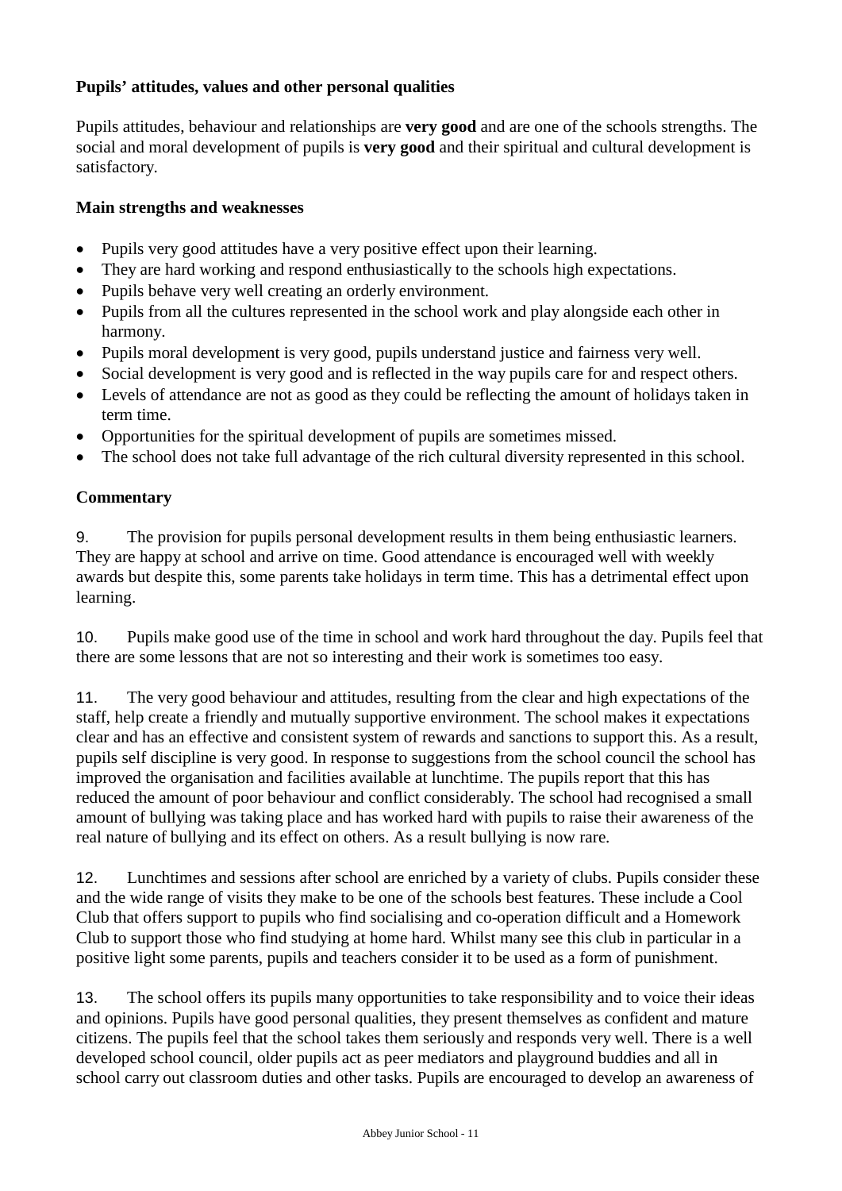**Pupils' attitudes, values and other personal qualities**

Pupils attitudes, behaviour and relationships are **very good** and are one of the schools strengths. The social and moral development of pupils is **very good** and their spiritual and cultural development is satisfactory.

**Main strengths and weaknesses**

- Pupils very good attitudes have a very positive effect upon their learning.
- They are hard working and respond enthusiastically to the schools high expectations.
- Pupils behave very well creating an orderly environment.
- Pupils from all the cultures represented in the school work and play alongside each other in harmony.
- Pupils moral development is very good, pupils understand justice and fairness very well.
- Social development is very good and is reflected in the way pupils care for and respect others.
- Levels of attendance are not as good as they could be reflecting the amount of holidays taken in term time.
- Opportunities for the spiritual development of pupils are sometimes missed.
- The school does not take full advantage of the rich cultural diversity represented in this school.

**Commentary**

9. The provision for pupils personal development results in them being enthusiastic learners. They are happy at school and arrive on time. Good attendance is encouraged well with weekly awards but despite this, some parents take holidays in term time. This has a detrimental effect upon learning.

10. Pupils make good use of the time in school and work hard throughout the day. Pupils feel that there are some lessons that are not so interesting and their work is sometimes too easy.

11. The very good behaviour and attitudes, resulting from the clear and high expectations of the staff, help create a friendly and mutually supportive environment. The school makes it expectations clear and has an effective and consistent system of rewards and sanctions to support this. As a result, pupils self discipline is very good. In response to suggestions from the school council the school has improved the organisation and facilities available at lunchtime. The pupils report that this has reduced the amount of poor behaviour and conflict considerably. The school had recognised a small amount of bullying was taking place and has worked hard with pupils to raise their awareness of the real nature of bullying and its effect on others. As a result bullying is now rare.

12. Lunchtimes and sessions after school are enriched by a variety of clubs. Pupils consider these and the wide range of visits they make to be one of the schools best features. These include a Cool Club that offers support to pupils who find socialising and co-operation difficult and a Homework Club to support those who find studying at home hard. Whilst many see this club in particular in a positive light some parents, pupils and teachers consider it to be used as a form of punishment.

13. The school offers its pupils many opportunities to take responsibility and to voice their ideas and opinions. Pupils have good personal qualities, they present themselves as confident and mature citizens. The pupils feel that the school takes them seriously and responds very well. There is a well developed school council, older pupils act as peer mediators and playground buddies and all in school carry out classroom duties and other tasks. Pupils are encouraged to develop an awareness of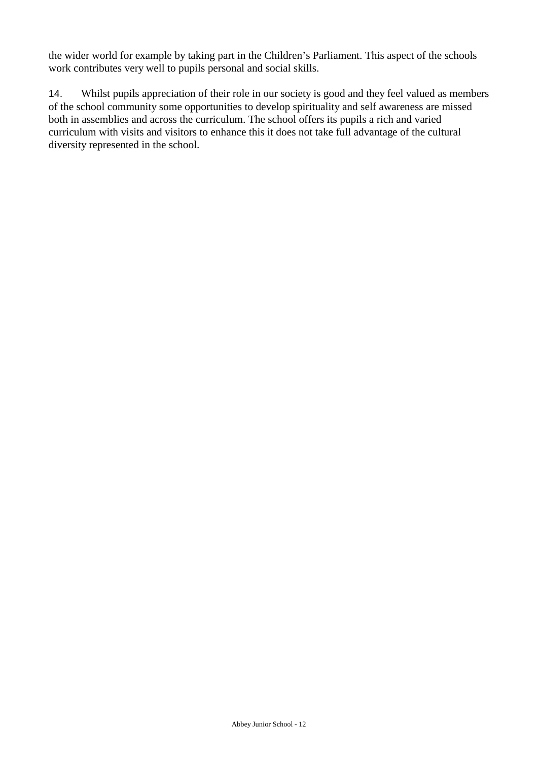the wider world for example by taking part in the Children's Parliament. This aspect of the schools work contributes very well to pupils personal and social skills.

14. Whilst pupils appreciation of their role in our society is good and they feel valued as members of the school community some opportunities to develop spirituality and self awareness are missed both in assemblies and across the curriculum. The school offers its pupils a rich and varied curriculum with visits and visitors to enhance this it does not take full advantage of the cultural diversity represented in the school.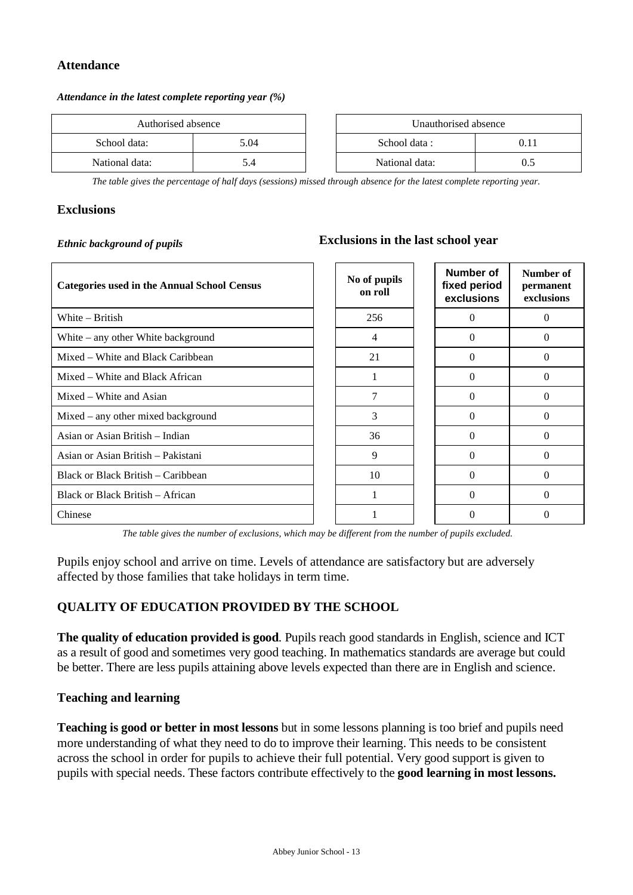## Attendance

***Attendance in the latest complete reporting year (%)***

| Authorised absence | |
|---|---|
| School data: | 5.04 |
| National data: | 5.4 |

| Unauthorised absence | |
|---|---|
| School data : | 0.11 |
| National data: | 0.5 |

*The table gives the percentage of half days (sessions) missed through absence for the latest complete reporting year.*

## Exclusions

***Ethnic background of pupils***

**Exclusions in the last school year**

| Categories used in the Annual School Census | No of pupils on roll | Number of fixed period exclusions | Number of permanent exclusions |
|---|---|---|---|
| White – British | 256 | 0 | 0 |
| White – any other White background | 4 | 0 | 0 |
| Mixed – White and Black Caribbean | 21 | 0 | 0 |
| Mixed – White and Black African | 1 | 0 | 0 |
| Mixed – White and Asian | 7 | 0 | 0 |
| Mixed – any other mixed background | 3 | 0 | 0 |
| Asian or Asian British – Indian | 36 | 0 | 0 |
| Asian or Asian British – Pakistani | 9 | 0 | 0 |
| Black or Black British – Caribbean | 10 | 0 | 0 |
| Black or Black British – African | 1 | 0 | 0 |
| Chinese | 1 | 0 | 0 |

*The table gives the number of exclusions, which may be different from the number of pupils excluded.*

Pupils enjoy school and arrive on time. Levels of attendance are satisfactory but are adversely affected by those families that take holidays in term time.

## QUALITY OF EDUCATION PROVIDED BY THE SCHOOL

**The quality of education provided is good**. Pupils reach good standards in English, science and ICT as a result of good and sometimes very good teaching. In mathematics standards are average but could be better. There are less pupils attaining above levels expected than there are in English and science.

### Teaching and learning

**Teaching is good or better in most lessons** but in some lessons planning is too brief and pupils need more understanding of what they need to do to improve their learning. This needs to be consistent across the school in order for pupils to achieve their full potential. Very good support is given to pupils with special needs. These factors contribute effectively to the **good learning in most lessons.**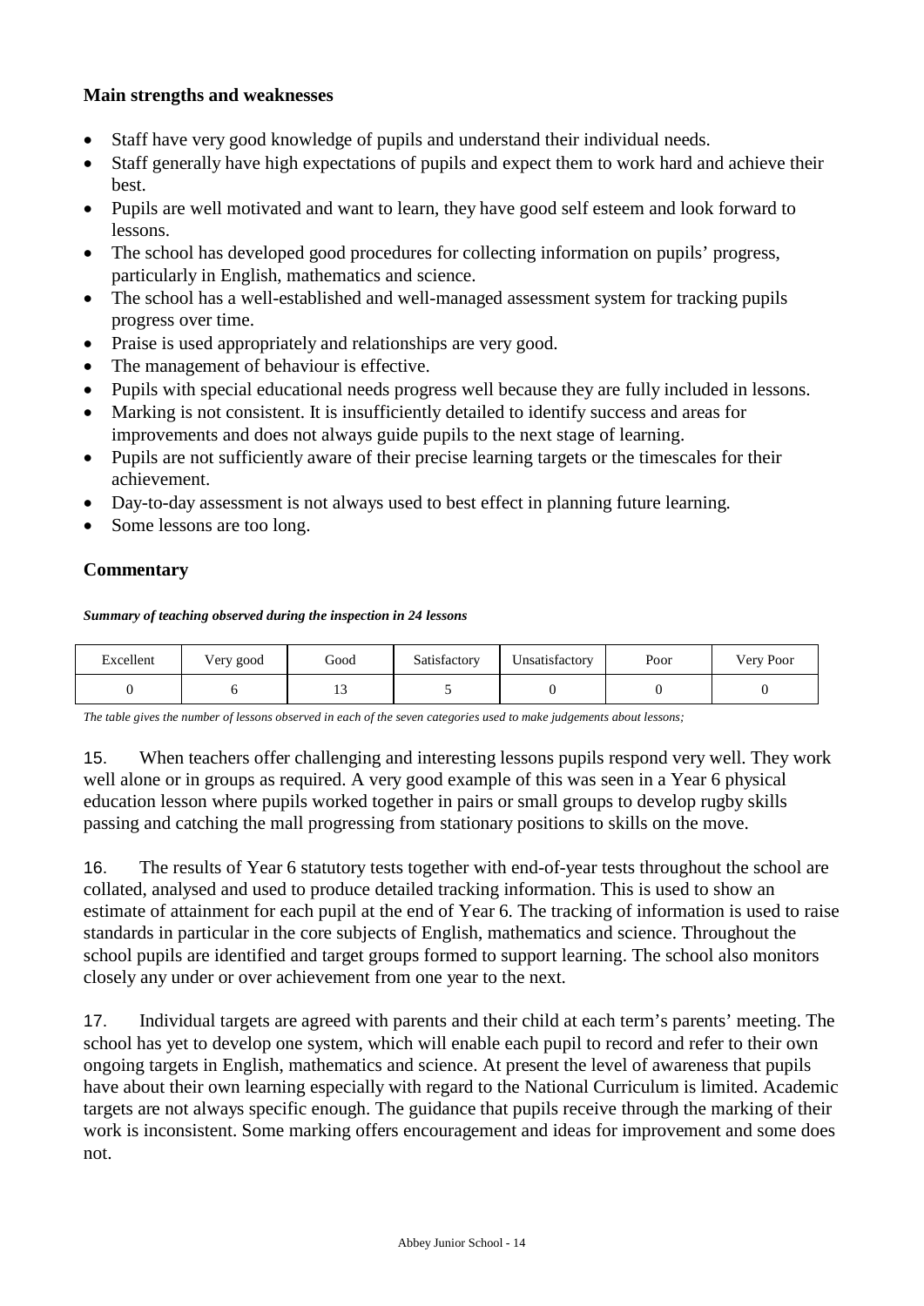### Main strengths and weaknesses

- Staff have very good knowledge of pupils and understand their individual needs.
- Staff generally have high expectations of pupils and expect them to work hard and achieve their best.
- Pupils are well motivated and want to learn, they have good self esteem and look forward to lessons.
- The school has developed good procedures for collecting information on pupils' progress, particularly in English, mathematics and science.
- The school has a well-established and well-managed assessment system for tracking pupils progress over time.
- Praise is used appropriately and relationships are very good.
- The management of behaviour is effective.
- Pupils with special educational needs progress well because they are fully included in lessons.
- Marking is not consistent. It is insufficiently detailed to identify success and areas for improvements and does not always guide pupils to the next stage of learning.
- Pupils are not sufficiently aware of their precise learning targets or the timescales for their achievement.
- Day-to-day assessment is not always used to best effect in planning future learning.
- Some lessons are too long.

### Commentary

***Summary of teaching observed during the inspection in 24 lessons***

| Excellent | Very good | Good | Satisfactory | Unsatisfactory | Poor | Very Poor |
|---|---|---|---|---|---|---|
| 0 | 6 | 13 | 5 | 0 | 0 | 0 |

*The table gives the number of lessons observed in each of the seven categories used to make judgements about lessons;*

15. When teachers offer challenging and interesting lessons pupils respond very well. They work well alone or in groups as required. A very good example of this was seen in a Year 6 physical education lesson where pupils worked together in pairs or small groups to develop rugby skills passing and catching the mall progressing from stationary positions to skills on the move.

16. The results of Year 6 statutory tests together with end-of-year tests throughout the school are collated, analysed and used to produce detailed tracking information. This is used to show an estimate of attainment for each pupil at the end of Year 6. The tracking of information is used to raise standards in particular in the core subjects of English, mathematics and science. Throughout the school pupils are identified and target groups formed to support learning. The school also monitors closely any under or over achievement from one year to the next.

17. Individual targets are agreed with parents and their child at each term's parents' meeting. The school has yet to develop one system, which will enable each pupil to record and refer to their own ongoing targets in English, mathematics and science. At present the level of awareness that pupils have about their own learning especially with regard to the National Curriculum is limited. Academic targets are not always specific enough. The guidance that pupils receive through the marking of their work is inconsistent. Some marking offers encouragement and ideas for improvement and some does not.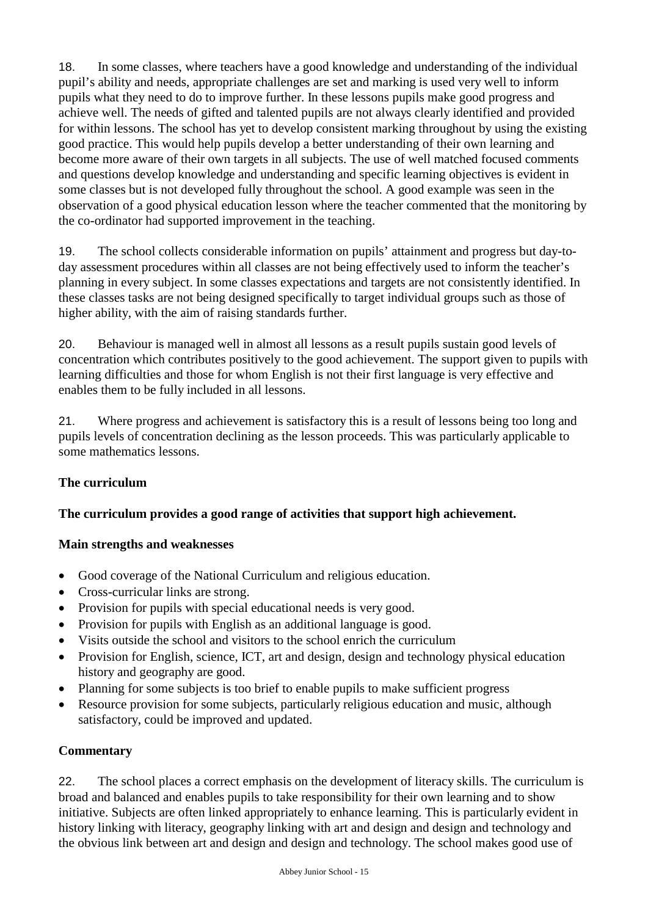18. In some classes, where teachers have a good knowledge and understanding of the individual pupil's ability and needs, appropriate challenges are set and marking is used very well to inform pupils what they need to do to improve further. In these lessons pupils make good progress and achieve well. The needs of gifted and talented pupils are not always clearly identified and provided for within lessons. The school has yet to develop consistent marking throughout by using the existing good practice. This would help pupils develop a better understanding of their own learning and become more aware of their own targets in all subjects. The use of well matched focused comments and questions develop knowledge and understanding and specific learning objectives is evident in some classes but is not developed fully throughout the school. A good example was seen in the observation of a good physical education lesson where the teacher commented that the monitoring by the co-ordinator had supported improvement in the teaching.

19. The school collects considerable information on pupils' attainment and progress but day-to-day assessment procedures within all classes are not being effectively used to inform the teacher's planning in every subject. In some classes expectations and targets are not consistently identified. In these classes tasks are not being designed specifically to target individual groups such as those of higher ability, with the aim of raising standards further.

20. Behaviour is managed well in almost all lessons as a result pupils sustain good levels of concentration which contributes positively to the good achievement. The support given to pupils with learning difficulties and those for whom English is not their first language is very effective and enables them to be fully included in all lessons.

21. Where progress and achievement is satisfactory this is a result of lessons being too long and pupils levels of concentration declining as the lesson proceeds. This was particularly applicable to some mathematics lessons.

**The curriculum**

**The curriculum provides a good range of activities that support high achievement.**

**Main strengths and weaknesses**

- Good coverage of the National Curriculum and religious education.
- Cross-curricular links are strong.
- Provision for pupils with special educational needs is very good.
- Provision for pupils with English as an additional language is good.
- Visits outside the school and visitors to the school enrich the curriculum
- Provision for English, science, ICT, art and design, design and technology physical education history and geography are good.
- Planning for some subjects is too brief to enable pupils to make sufficient progress
- Resource provision for some subjects, particularly religious education and music, although satisfactory, could be improved and updated.

**Commentary**

22. The school places a correct emphasis on the development of literacy skills. The curriculum is broad and balanced and enables pupils to take responsibility for their own learning and to show initiative. Subjects are often linked appropriately to enhance learning. This is particularly evident in history linking with literacy, geography linking with art and design and design and technology and the obvious link between art and design and design and technology. The school makes good use of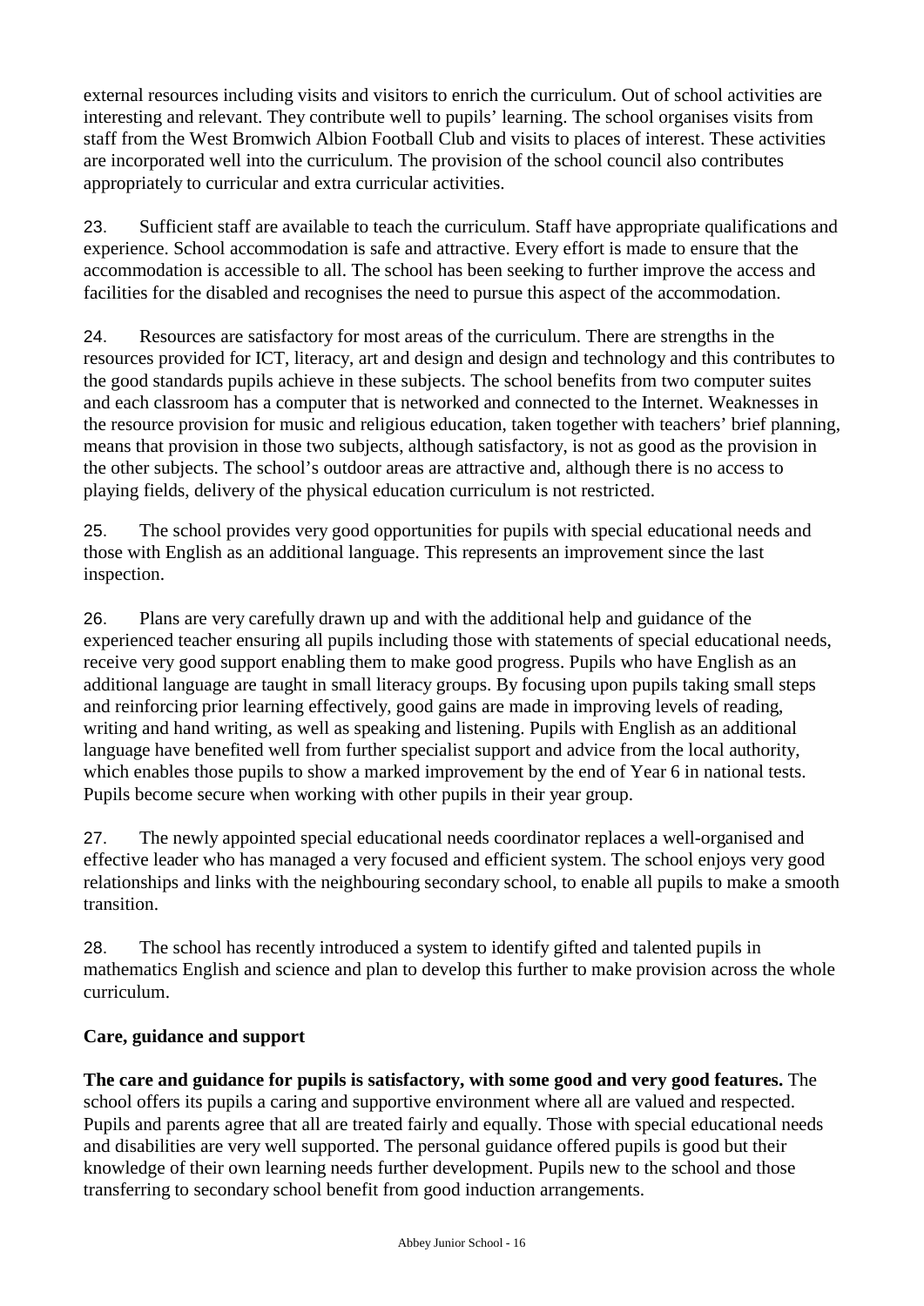external resources including visits and visitors to enrich the curriculum. Out of school activities are interesting and relevant. They contribute well to pupils' learning. The school organises visits from staff from the West Bromwich Albion Football Club and visits to places of interest. These activities are incorporated well into the curriculum. The provision of the school council also contributes appropriately to curricular and extra curricular activities.

23. Sufficient staff are available to teach the curriculum. Staff have appropriate qualifications and experience. School accommodation is safe and attractive. Every effort is made to ensure that the accommodation is accessible to all. The school has been seeking to further improve the access and facilities for the disabled and recognises the need to pursue this aspect of the accommodation.

24. Resources are satisfactory for most areas of the curriculum. There are strengths in the resources provided for ICT, literacy, art and design and design and technology and this contributes to the good standards pupils achieve in these subjects. The school benefits from two computer suites and each classroom has a computer that is networked and connected to the Internet. Weaknesses in the resource provision for music and religious education, taken together with teachers' brief planning, means that provision in those two subjects, although satisfactory, is not as good as the provision in the other subjects. The school's outdoor areas are attractive and, although there is no access to playing fields, delivery of the physical education curriculum is not restricted.

25. The school provides very good opportunities for pupils with special educational needs and those with English as an additional language. This represents an improvement since the last inspection.

26. Plans are very carefully drawn up and with the additional help and guidance of the experienced teacher ensuring all pupils including those with statements of special educational needs, receive very good support enabling them to make good progress. Pupils who have English as an additional language are taught in small literacy groups. By focusing upon pupils taking small steps and reinforcing prior learning effectively, good gains are made in improving levels of reading, writing and hand writing, as well as speaking and listening. Pupils with English as an additional language have benefited well from further specialist support and advice from the local authority, which enables those pupils to show a marked improvement by the end of Year 6 in national tests. Pupils become secure when working with other pupils in their year group.

27. The newly appointed special educational needs coordinator replaces a well-organised and effective leader who has managed a very focused and efficient system. The school enjoys very good relationships and links with the neighbouring secondary school, to enable all pupils to make a smooth transition.

28. The school has recently introduced a system to identify gifted and talented pupils in mathematics English and science and plan to develop this further to make provision across the whole curriculum.

### Care, guidance and support

**The care and guidance for pupils is satisfactory, with some good and very good features.** The school offers its pupils a caring and supportive environment where all are valued and respected. Pupils and parents agree that all are treated fairly and equally. Those with special educational needs and disabilities are very well supported. The personal guidance offered pupils is good but their knowledge of their own learning needs further development. Pupils new to the school and those transferring to secondary school benefit from good induction arrangements.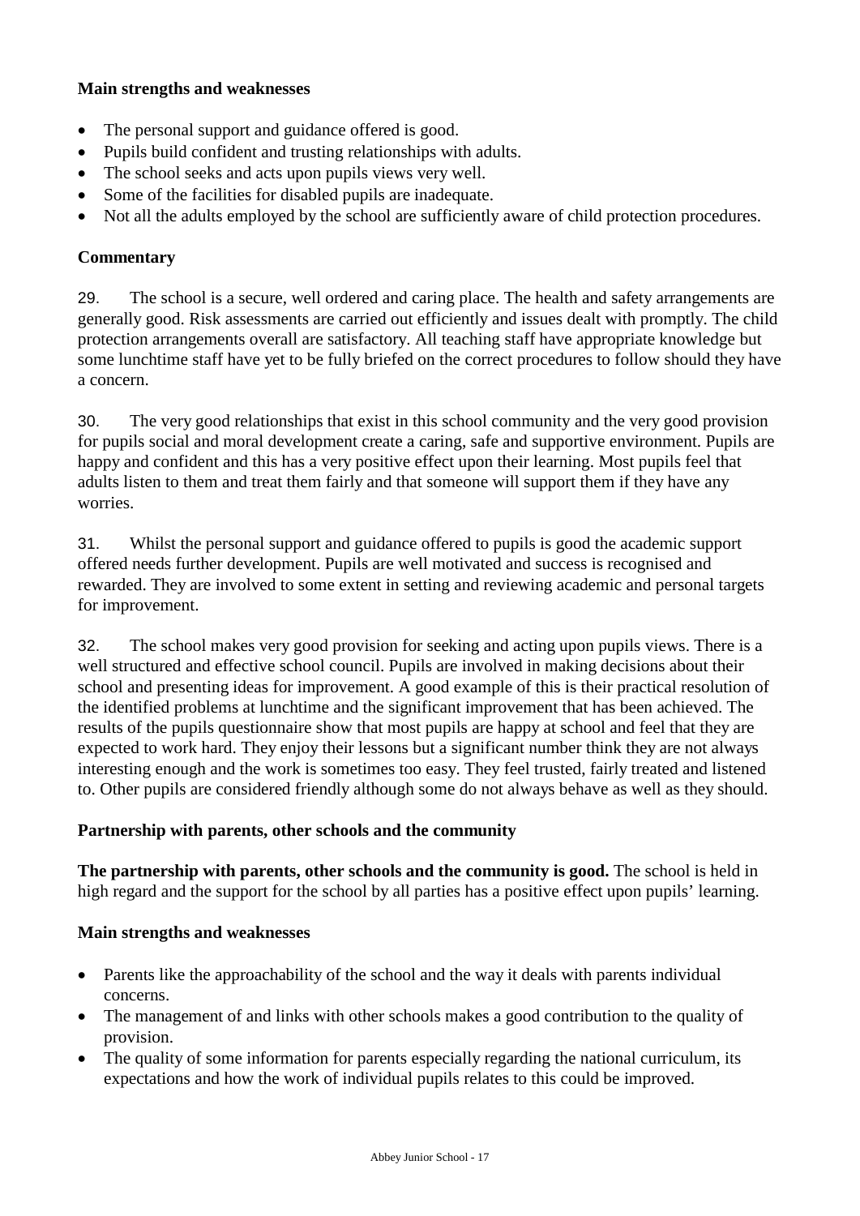### Main strengths and weaknesses

- The personal support and guidance offered is good.
- Pupils build confident and trusting relationships with adults.
- The school seeks and acts upon pupils views very well.
- Some of the facilities for disabled pupils are inadequate.
- Not all the adults employed by the school are sufficiently aware of child protection procedures.

### Commentary

29. The school is a secure, well ordered and caring place. The health and safety arrangements are generally good. Risk assessments are carried out efficiently and issues dealt with promptly. The child protection arrangements overall are satisfactory. All teaching staff have appropriate knowledge but some lunchtime staff have yet to be fully briefed on the correct procedures to follow should they have a concern.

30. The very good relationships that exist in this school community and the very good provision for pupils social and moral development create a caring, safe and supportive environment. Pupils are happy and confident and this has a very positive effect upon their learning. Most pupils feel that adults listen to them and treat them fairly and that someone will support them if they have any worries.

31. Whilst the personal support and guidance offered to pupils is good the academic support offered needs further development. Pupils are well motivated and success is recognised and rewarded. They are involved to some extent in setting and reviewing academic and personal targets for improvement.

32. The school makes very good provision for seeking and acting upon pupils views. There is a well structured and effective school council. Pupils are involved in making decisions about their school and presenting ideas for improvement. A good example of this is their practical resolution of the identified problems at lunchtime and the significant improvement that has been achieved. The results of the pupils questionnaire show that most pupils are happy at school and feel that they are expected to work hard. They enjoy their lessons but a significant number think they are not always interesting enough and the work is sometimes too easy. They feel trusted, fairly treated and listened to. Other pupils are considered friendly although some do not always behave as well as they should.

### Partnership with parents, other schools and the community

**The partnership with parents, other schools and the community is good.** The school is held in high regard and the support for the school by all parties has a positive effect upon pupils' learning.

### Main strengths and weaknesses

- Parents like the approachability of the school and the way it deals with parents individual concerns.
- The management of and links with other schools makes a good contribution to the quality of provision.
- The quality of some information for parents especially regarding the national curriculum, its expectations and how the work of individual pupils relates to this could be improved.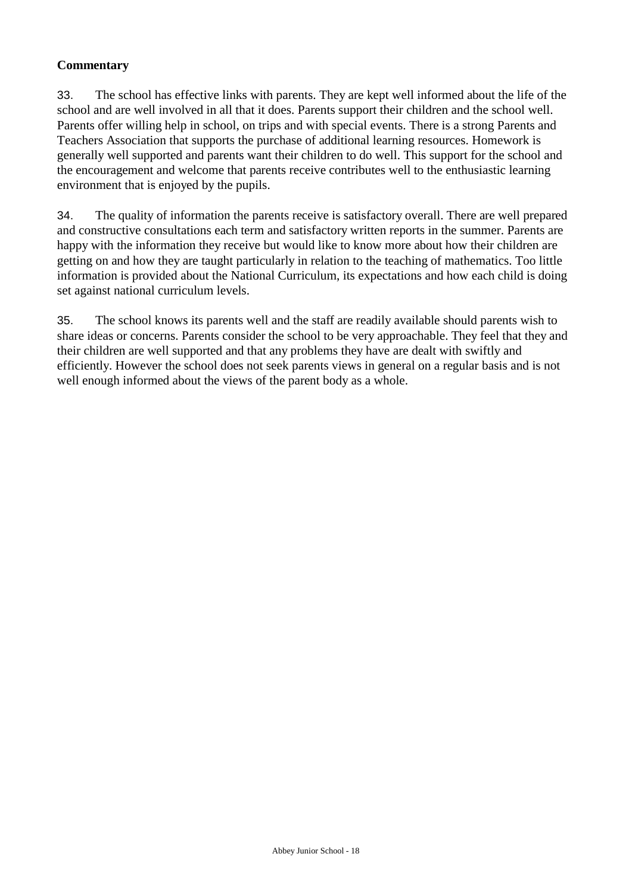**Commentary**

33. The school has effective links with parents. They are kept well informed about the life of the school and are well involved in all that it does. Parents support their children and the school well. Parents offer willing help in school, on trips and with special events. There is a strong Parents and Teachers Association that supports the purchase of additional learning resources. Homework is generally well supported and parents want their children to do well. This support for the school and the encouragement and welcome that parents receive contributes well to the enthusiastic learning environment that is enjoyed by the pupils.

34. The quality of information the parents receive is satisfactory overall. There are well prepared and constructive consultations each term and satisfactory written reports in the summer. Parents are happy with the information they receive but would like to know more about how their children are getting on and how they are taught particularly in relation to the teaching of mathematics. Too little information is provided about the National Curriculum, its expectations and how each child is doing set against national curriculum levels.

35. The school knows its parents well and the staff are readily available should parents wish to share ideas or concerns. Parents consider the school to be very approachable. They feel that they and their children are well supported and that any problems they have are dealt with swiftly and efficiently. However the school does not seek parents views in general on a regular basis and is not well enough informed about the views of the parent body as a whole.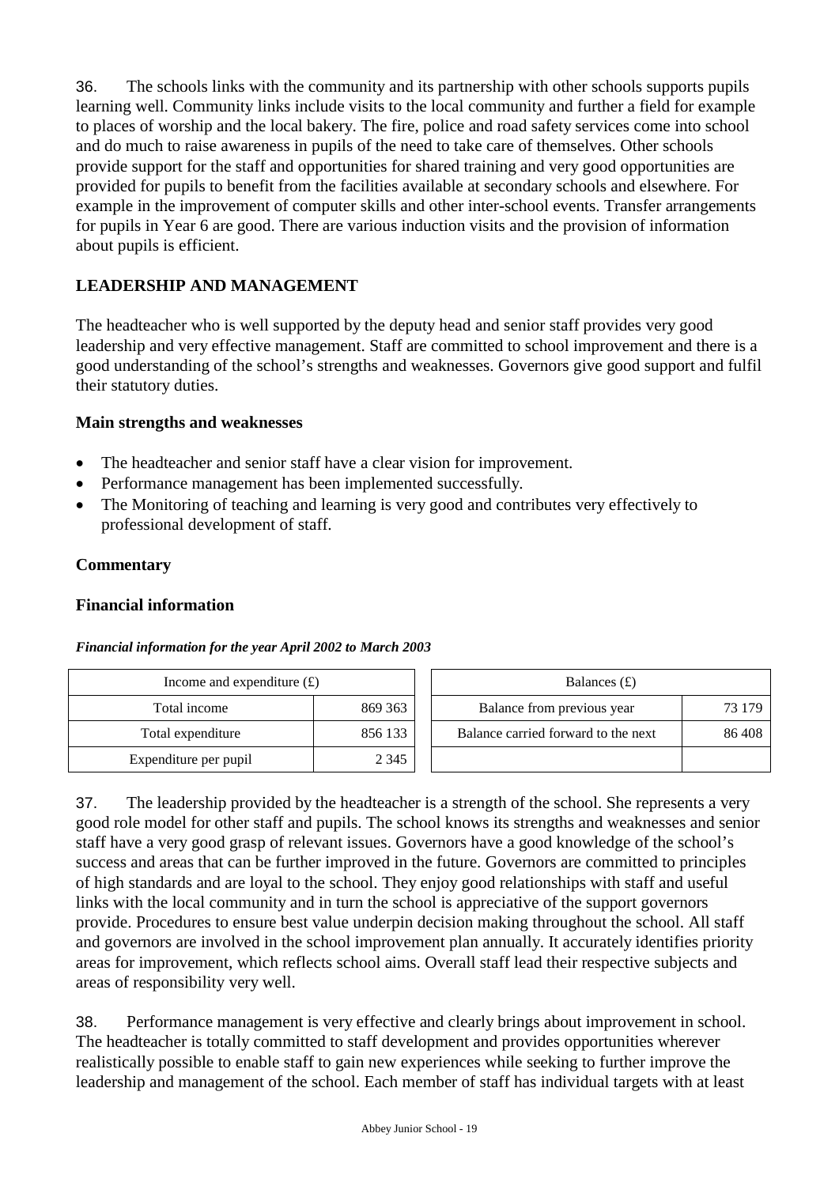36. The schools links with the community and its partnership with other schools supports pupils learning well. Community links include visits to the local community and further a field for example to places of worship and the local bakery. The fire, police and road safety services come into school and do much to raise awareness in pupils of the need to take care of themselves. Other schools provide support for the staff and opportunities for shared training and very good opportunities are provided for pupils to benefit from the facilities available at secondary schools and elsewhere. For example in the improvement of computer skills and other inter-school events. Transfer arrangements for pupils in Year 6 are good. There are various induction visits and the provision of information about pupils is efficient.

## LEADERSHIP AND MANAGEMENT

The headteacher who is well supported by the deputy head and senior staff provides very good leadership and very effective management. Staff are committed to school improvement and there is a good understanding of the school's strengths and weaknesses. Governors give good support and fulfil their statutory duties.

### Main strengths and weaknesses

- The headteacher and senior staff have a clear vision for improvement.
- Performance management has been implemented successfully.
- The Monitoring of teaching and learning is very good and contributes very effectively to professional development of staff.

### Commentary

### Financial information

***Financial information for the year April 2002 to March 2003***

| Income and expenditure (£) | |
|---|---|
| Total income | 869 363 |
| Total expenditure | 856 133 |
| Expenditure per pupil | 2 345 |

| Balances (£) | |
|---|---|
| Balance from previous year | 73 179 |
| Balance carried forward to the next | 86 408 |
| | |

37. The leadership provided by the headteacher is a strength of the school. She represents a very good role model for other staff and pupils. The school knows its strengths and weaknesses and senior staff have a very good grasp of relevant issues. Governors have a good knowledge of the school's success and areas that can be further improved in the future. Governors are committed to principles of high standards and are loyal to the school. They enjoy good relationships with staff and useful links with the local community and in turn the school is appreciative of the support governors provide. Procedures to ensure best value underpin decision making throughout the school. All staff and governors are involved in the school improvement plan annually. It accurately identifies priority areas for improvement, which reflects school aims. Overall staff lead their respective subjects and areas of responsibility very well.

38. Performance management is very effective and clearly brings about improvement in school. The headteacher is totally committed to staff development and provides opportunities wherever realistically possible to enable staff to gain new experiences while seeking to further improve the leadership and management of the school. Each member of staff has individual targets with at least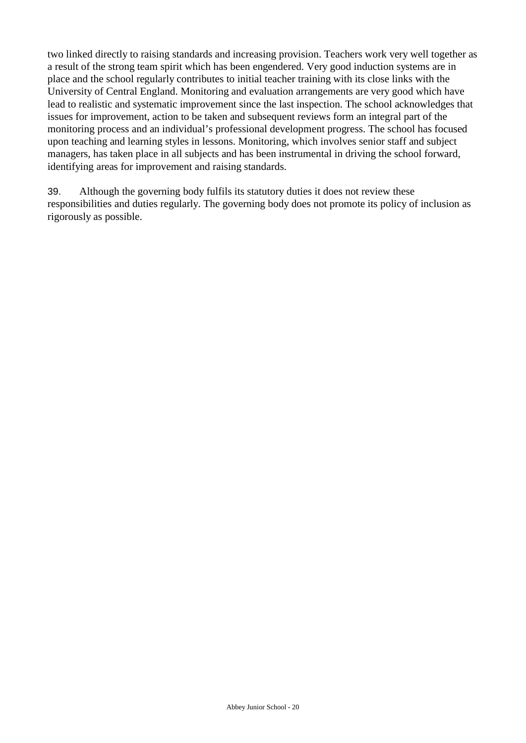two linked directly to raising standards and increasing provision. Teachers work very well together as a result of the strong team spirit which has been engendered. Very good induction systems are in place and the school regularly contributes to initial teacher training with its close links with the University of Central England. Monitoring and evaluation arrangements are very good which have lead to realistic and systematic improvement since the last inspection. The school acknowledges that issues for improvement, action to be taken and subsequent reviews form an integral part of the monitoring process and an individual's professional development progress. The school has focused upon teaching and learning styles in lessons. Monitoring, which involves senior staff and subject managers, has taken place in all subjects and has been instrumental in driving the school forward, identifying areas for improvement and raising standards.

39. Although the governing body fulfils its statutory duties it does not review these responsibilities and duties regularly. The governing body does not promote its policy of inclusion as rigorously as possible.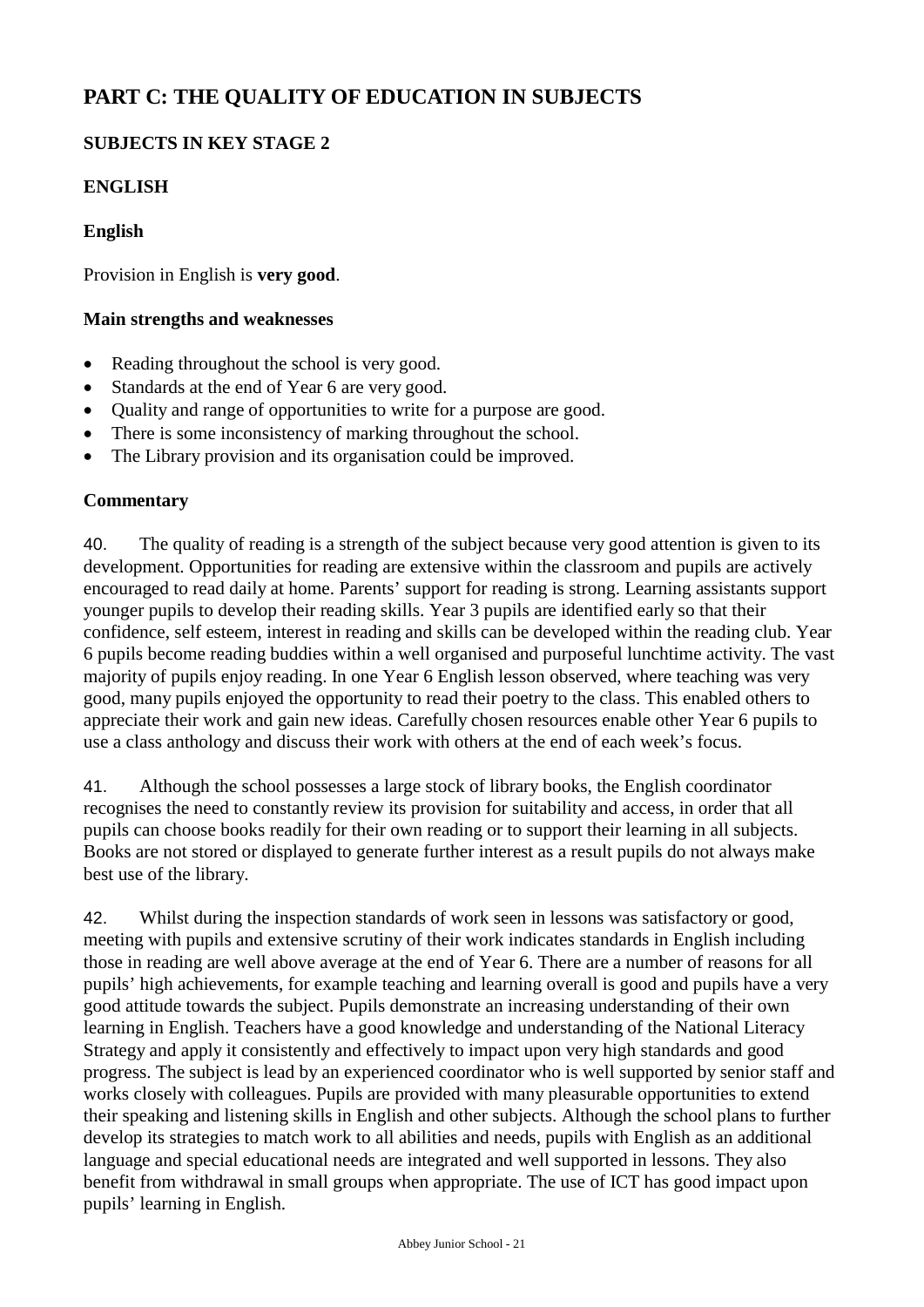# PART C: THE QUALITY OF EDUCATION IN SUBJECTS

## SUBJECTS IN KEY STAGE 2

## ENGLISH

### English

Provision in English is **very good**.

#### Main strengths and weaknesses

- Reading throughout the school is very good.
- Standards at the end of Year 6 are very good.
- Quality and range of opportunities to write for a purpose are good.
- There is some inconsistency of marking throughout the school.
- The Library provision and its organisation could be improved.

#### Commentary

40. The quality of reading is a strength of the subject because very good attention is given to its development. Opportunities for reading are extensive within the classroom and pupils are actively encouraged to read daily at home. Parents' support for reading is strong. Learning assistants support younger pupils to develop their reading skills. Year 3 pupils are identified early so that their confidence, self esteem, interest in reading and skills can be developed within the reading club. Year 6 pupils become reading buddies within a well organised and purposeful lunchtime activity. The vast majority of pupils enjoy reading. In one Year 6 English lesson observed, where teaching was very good, many pupils enjoyed the opportunity to read their poetry to the class. This enabled others to appreciate their work and gain new ideas. Carefully chosen resources enable other Year 6 pupils to use a class anthology and discuss their work with others at the end of each week's focus.

41. Although the school possesses a large stock of library books, the English coordinator recognises the need to constantly review its provision for suitability and access, in order that all pupils can choose books readily for their own reading or to support their learning in all subjects. Books are not stored or displayed to generate further interest as a result pupils do not always make best use of the library.

42. Whilst during the inspection standards of work seen in lessons was satisfactory or good, meeting with pupils and extensive scrutiny of their work indicates standards in English including those in reading are well above average at the end of Year 6. There are a number of reasons for all pupils' high achievements, for example teaching and learning overall is good and pupils have a very good attitude towards the subject. Pupils demonstrate an increasing understanding of their own learning in English. Teachers have a good knowledge and understanding of the National Literacy Strategy and apply it consistently and effectively to impact upon very high standards and good progress. The subject is lead by an experienced coordinator who is well supported by senior staff and works closely with colleagues. Pupils are provided with many pleasurable opportunities to extend their speaking and listening skills in English and other subjects. Although the school plans to further develop its strategies to match work to all abilities and needs, pupils with English as an additional language and special educational needs are integrated and well supported in lessons. They also benefit from withdrawal in small groups when appropriate. The use of ICT has good impact upon pupils' learning in English.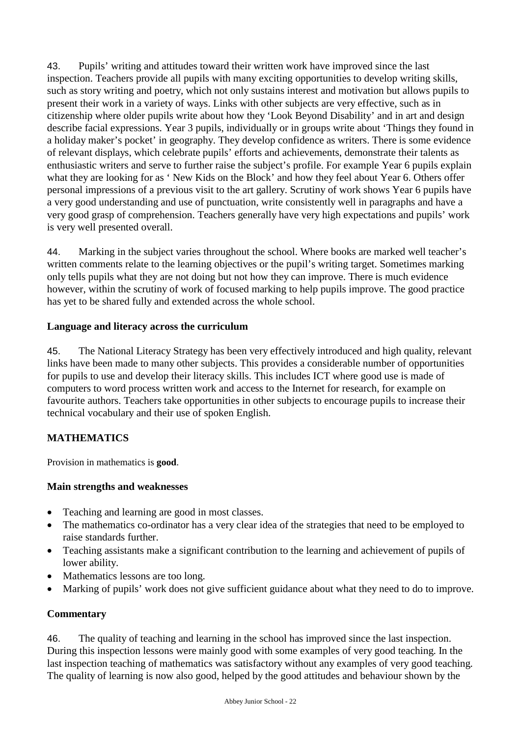43. Pupils' writing and attitudes toward their written work have improved since the last inspection. Teachers provide all pupils with many exciting opportunities to develop writing skills, such as story writing and poetry, which not only sustains interest and motivation but allows pupils to present their work in a variety of ways. Links with other subjects are very effective, such as in citizenship where older pupils write about how they 'Look Beyond Disability' and in art and design describe facial expressions. Year 3 pupils, individually or in groups write about 'Things they found in a holiday maker's pocket' in geography. They develop confidence as writers. There is some evidence of relevant displays, which celebrate pupils' efforts and achievements, demonstrate their talents as enthusiastic writers and serve to further raise the subject's profile. For example Year 6 pupils explain what they are looking for as ' New Kids on the Block' and how they feel about Year 6. Others offer personal impressions of a previous visit to the art gallery. Scrutiny of work shows Year 6 pupils have a very good understanding and use of punctuation, write consistently well in paragraphs and have a very good grasp of comprehension. Teachers generally have very high expectations and pupils' work is very well presented overall.

44. Marking in the subject varies throughout the school. Where books are marked well teacher's written comments relate to the learning objectives or the pupil's writing target. Sometimes marking only tells pupils what they are not doing but not how they can improve. There is much evidence however, within the scrutiny of work of focused marking to help pupils improve. The good practice has yet to be shared fully and extended across the whole school.

### Language and literacy across the curriculum

45. The National Literacy Strategy has been very effectively introduced and high quality, relevant links have been made to many other subjects. This provides a considerable number of opportunities for pupils to use and develop their literacy skills. This includes ICT where good use is made of computers to word process written work and access to the Internet for research, for example on favourite authors. Teachers take opportunities in other subjects to encourage pupils to increase their technical vocabulary and their use of spoken English.

## MATHEMATICS

Provision in mathematics is **good**.

### Main strengths and weaknesses

- Teaching and learning are good in most classes.
- The mathematics co-ordinator has a very clear idea of the strategies that need to be employed to raise standards further.
- Teaching assistants make a significant contribution to the learning and achievement of pupils of lower ability.
- Mathematics lessons are too long.
- Marking of pupils' work does not give sufficient guidance about what they need to do to improve.

### Commentary

46. The quality of teaching and learning in the school has improved since the last inspection. During this inspection lessons were mainly good with some examples of very good teaching. In the last inspection teaching of mathematics was satisfactory without any examples of very good teaching. The quality of learning is now also good, helped by the good attitudes and behaviour shown by the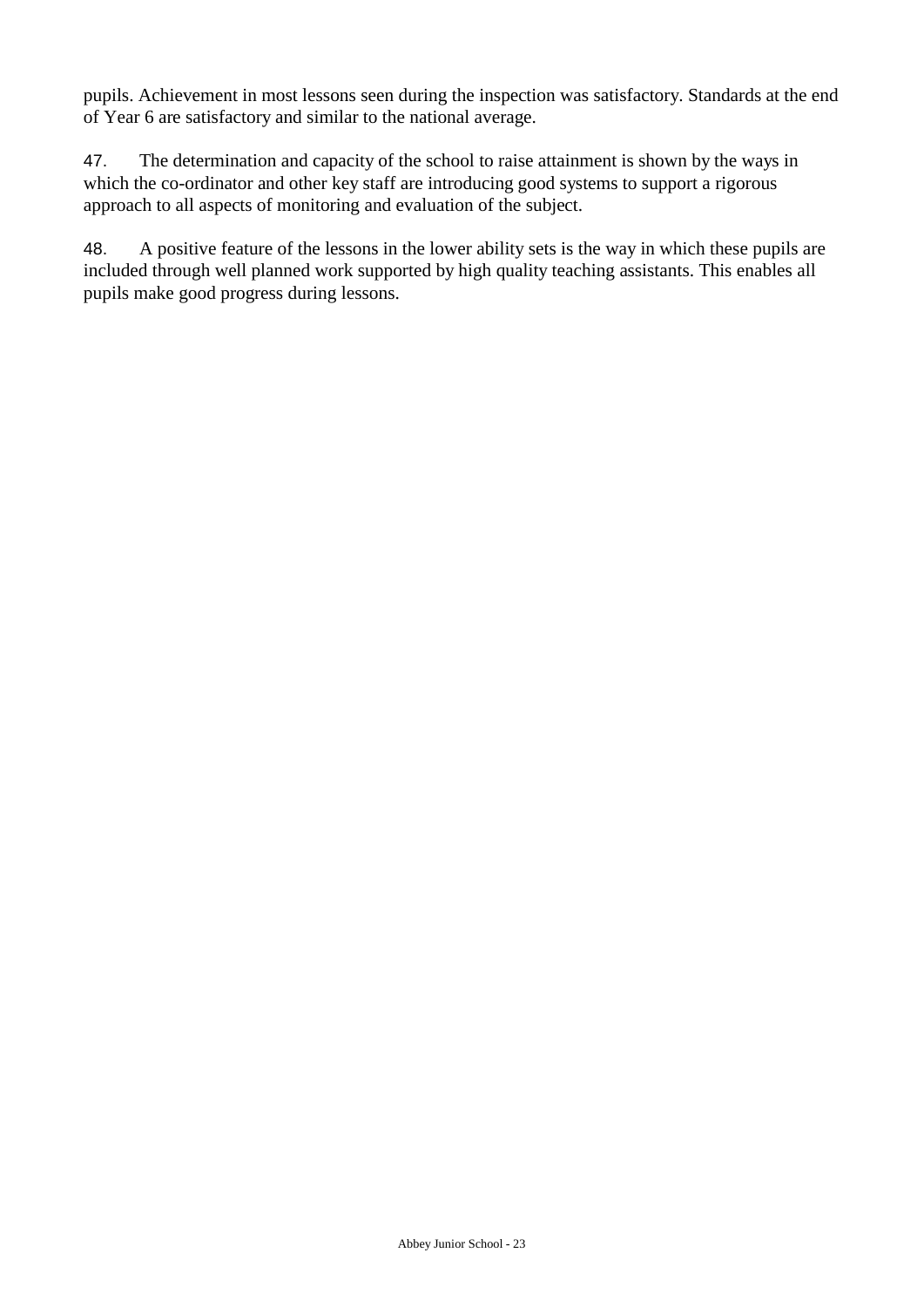pupils. Achievement in most lessons seen during the inspection was satisfactory. Standards at the end of Year 6 are satisfactory and similar to the national average.

47. The determination and capacity of the school to raise attainment is shown by the ways in which the co-ordinator and other key staff are introducing good systems to support a rigorous approach to all aspects of monitoring and evaluation of the subject.

48. A positive feature of the lessons in the lower ability sets is the way in which these pupils are included through well planned work supported by high quality teaching assistants. This enables all pupils make good progress during lessons.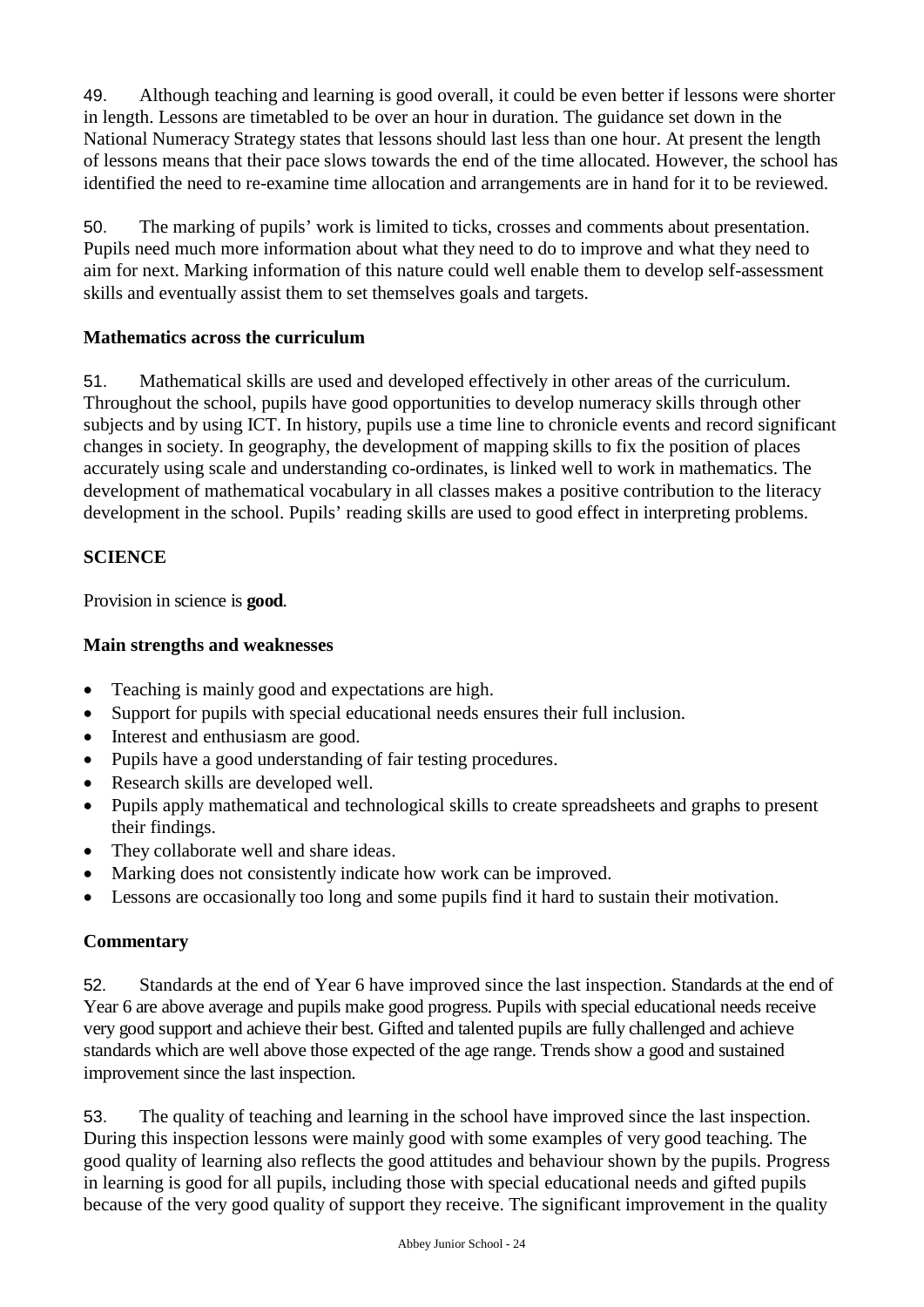49. Although teaching and learning is good overall, it could be even better if lessons were shorter in length. Lessons are timetabled to be over an hour in duration. The guidance set down in the National Numeracy Strategy states that lessons should last less than one hour. At present the length of lessons means that their pace slows towards the end of the time allocated. However, the school has identified the need to re-examine time allocation and arrangements are in hand for it to be reviewed.

50. The marking of pupils' work is limited to ticks, crosses and comments about presentation. Pupils need much more information about what they need to do to improve and what they need to aim for next. Marking information of this nature could well enable them to develop self-assessment skills and eventually assist them to set themselves goals and targets.

### Mathematics across the curriculum

51. Mathematical skills are used and developed effectively in other areas of the curriculum. Throughout the school, pupils have good opportunities to develop numeracy skills through other subjects and by using ICT. In history, pupils use a time line to chronicle events and record significant changes in society. In geography, the development of mapping skills to fix the position of places accurately using scale and understanding co-ordinates, is linked well to work in mathematics. The development of mathematical vocabulary in all classes makes a positive contribution to the literacy development in the school. Pupils' reading skills are used to good effect in interpreting problems.

## SCIENCE

Provision in science is **good**.

### Main strengths and weaknesses

- Teaching is mainly good and expectations are high.
- Support for pupils with special educational needs ensures their full inclusion.
- Interest and enthusiasm are good.
- Pupils have a good understanding of fair testing procedures.
- Research skills are developed well.
- Pupils apply mathematical and technological skills to create spreadsheets and graphs to present their findings.
- They collaborate well and share ideas.
- Marking does not consistently indicate how work can be improved.
- Lessons are occasionally too long and some pupils find it hard to sustain their motivation.

### Commentary

52. Standards at the end of Year 6 have improved since the last inspection. Standards at the end of Year 6 are above average and pupils make good progress. Pupils with special educational needs receive very good support and achieve their best. Gifted and talented pupils are fully challenged and achieve standards which are well above those expected of the age range. Trends show a good and sustained improvement since the last inspection.

53. The quality of teaching and learning in the school have improved since the last inspection. During this inspection lessons were mainly good with some examples of very good teaching. The good quality of learning also reflects the good attitudes and behaviour shown by the pupils. Progress in learning is good for all pupils, including those with special educational needs and gifted pupils because of the very good quality of support they receive. The significant improvement in the quality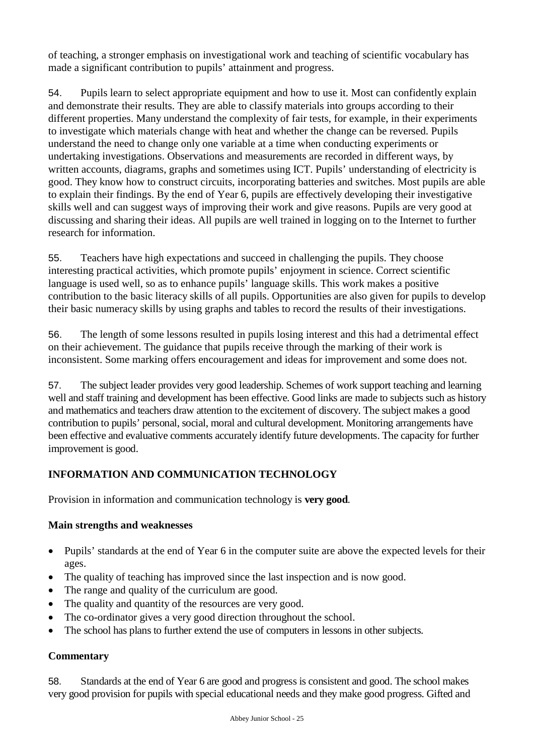of teaching, a stronger emphasis on investigational work and teaching of scientific vocabulary has made a significant contribution to pupils' attainment and progress.

54. Pupils learn to select appropriate equipment and how to use it. Most can confidently explain and demonstrate their results. They are able to classify materials into groups according to their different properties. Many understand the complexity of fair tests, for example, in their experiments to investigate which materials change with heat and whether the change can be reversed. Pupils understand the need to change only one variable at a time when conducting experiments or undertaking investigations. Observations and measurements are recorded in different ways, by written accounts, diagrams, graphs and sometimes using ICT. Pupils' understanding of electricity is good. They know how to construct circuits, incorporating batteries and switches. Most pupils are able to explain their findings. By the end of Year 6, pupils are effectively developing their investigative skills well and can suggest ways of improving their work and give reasons. Pupils are very good at discussing and sharing their ideas. All pupils are well trained in logging on to the Internet to further research for information.

55. Teachers have high expectations and succeed in challenging the pupils. They choose interesting practical activities, which promote pupils' enjoyment in science. Correct scientific language is used well, so as to enhance pupils' language skills. This work makes a positive contribution to the basic literacy skills of all pupils. Opportunities are also given for pupils to develop their basic numeracy skills by using graphs and tables to record the results of their investigations.

56. The length of some lessons resulted in pupils losing interest and this had a detrimental effect on their achievement. The guidance that pupils receive through the marking of their work is inconsistent. Some marking offers encouragement and ideas for improvement and some does not.

57. The subject leader provides very good leadership. Schemes of work support teaching and learning well and staff training and development has been effective. Good links are made to subjects such as history and mathematics and teachers draw attention to the excitement of discovery. The subject makes a good contribution to pupils' personal, social, moral and cultural development. Monitoring arrangements have been effective and evaluative comments accurately identify future developments. The capacity for further improvement is good.

## INFORMATION AND COMMUNICATION TECHNOLOGY

Provision in information and communication technology is **very good**.

### Main strengths and weaknesses

- Pupils' standards at the end of Year 6 in the computer suite are above the expected levels for their ages.
- The quality of teaching has improved since the last inspection and is now good.
- The range and quality of the curriculum are good.
- The quality and quantity of the resources are very good.
- The co-ordinator gives a very good direction throughout the school.
- The school has plans to further extend the use of computers in lessons in other subjects.

### Commentary

58. Standards at the end of Year 6 are good and progress is consistent and good. The school makes very good provision for pupils with special educational needs and they make good progress. Gifted and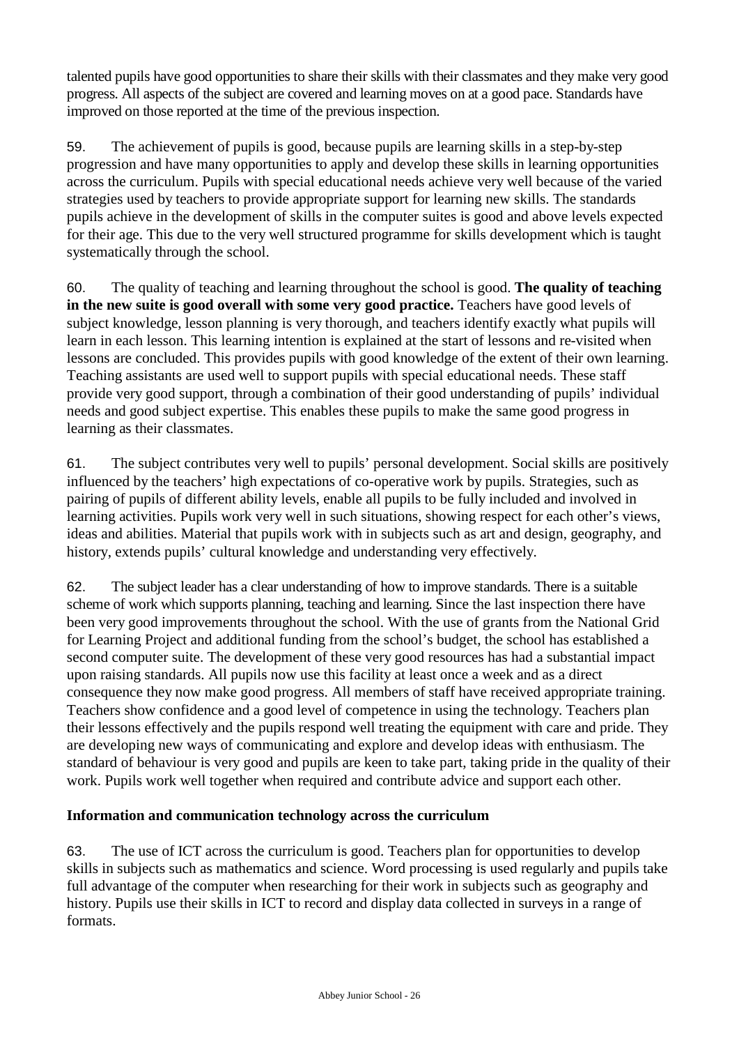talented pupils have good opportunities to share their skills with their classmates and they make very good progress. All aspects of the subject are covered and learning moves on at a good pace. Standards have improved on those reported at the time of the previous inspection.

59. The achievement of pupils is good, because pupils are learning skills in a step-by-step progression and have many opportunities to apply and develop these skills in learning opportunities across the curriculum. Pupils with special educational needs achieve very well because of the varied strategies used by teachers to provide appropriate support for learning new skills. The standards pupils achieve in the development of skills in the computer suites is good and above levels expected for their age. This due to the very well structured programme for skills development which is taught systematically through the school.

60. The quality of teaching and learning throughout the school is good. **The quality of teaching in the new suite is good overall with some very good practice.** Teachers have good levels of subject knowledge, lesson planning is very thorough, and teachers identify exactly what pupils will learn in each lesson. This learning intention is explained at the start of lessons and re-visited when lessons are concluded. This provides pupils with good knowledge of the extent of their own learning. Teaching assistants are used well to support pupils with special educational needs. These staff provide very good support, through a combination of their good understanding of pupils' individual needs and good subject expertise. This enables these pupils to make the same good progress in learning as their classmates.

61. The subject contributes very well to pupils' personal development. Social skills are positively influenced by the teachers' high expectations of co-operative work by pupils. Strategies, such as pairing of pupils of different ability levels, enable all pupils to be fully included and involved in learning activities. Pupils work very well in such situations, showing respect for each other's views, ideas and abilities. Material that pupils work with in subjects such as art and design, geography, and history, extends pupils' cultural knowledge and understanding very effectively.

62. The subject leader has a clear understanding of how to improve standards. There is a suitable scheme of work which supports planning, teaching and learning. Since the last inspection there have been very good improvements throughout the school. With the use of grants from the National Grid for Learning Project and additional funding from the school's budget, the school has established a second computer suite. The development of these very good resources has had a substantial impact upon raising standards. All pupils now use this facility at least once a week and as a direct consequence they now make good progress. All members of staff have received appropriate training. Teachers show confidence and a good level of competence in using the technology. Teachers plan their lessons effectively and the pupils respond well treating the equipment with care and pride. They are developing new ways of communicating and explore and develop ideas with enthusiasm. The standard of behaviour is very good and pupils are keen to take part, taking pride in the quality of their work. Pupils work well together when required and contribute advice and support each other.

### Information and communication technology across the curriculum

63. The use of ICT across the curriculum is good. Teachers plan for opportunities to develop skills in subjects such as mathematics and science. Word processing is used regularly and pupils take full advantage of the computer when researching for their work in subjects such as geography and history. Pupils use their skills in ICT to record and display data collected in surveys in a range of formats.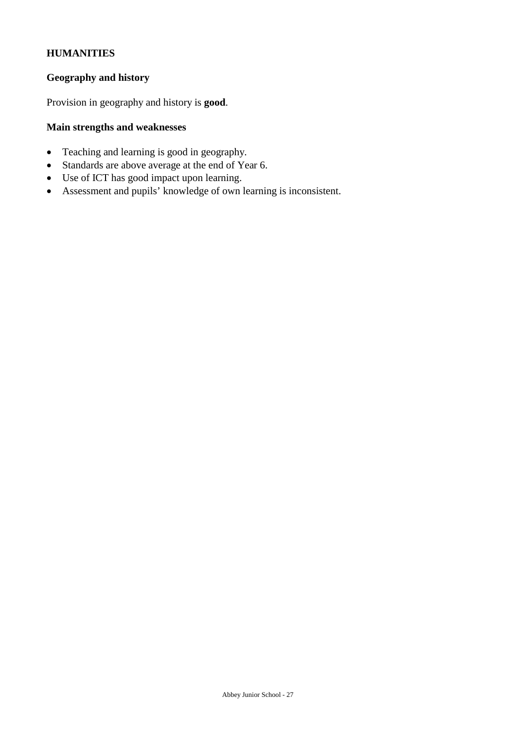## HUMANITIES

### Geography and history

Provision in geography and history is **good**.

### Main strengths and weaknesses

- Teaching and learning is good in geography.
- Standards are above average at the end of Year 6.
- Use of ICT has good impact upon learning.
- Assessment and pupils' knowledge of own learning is inconsistent.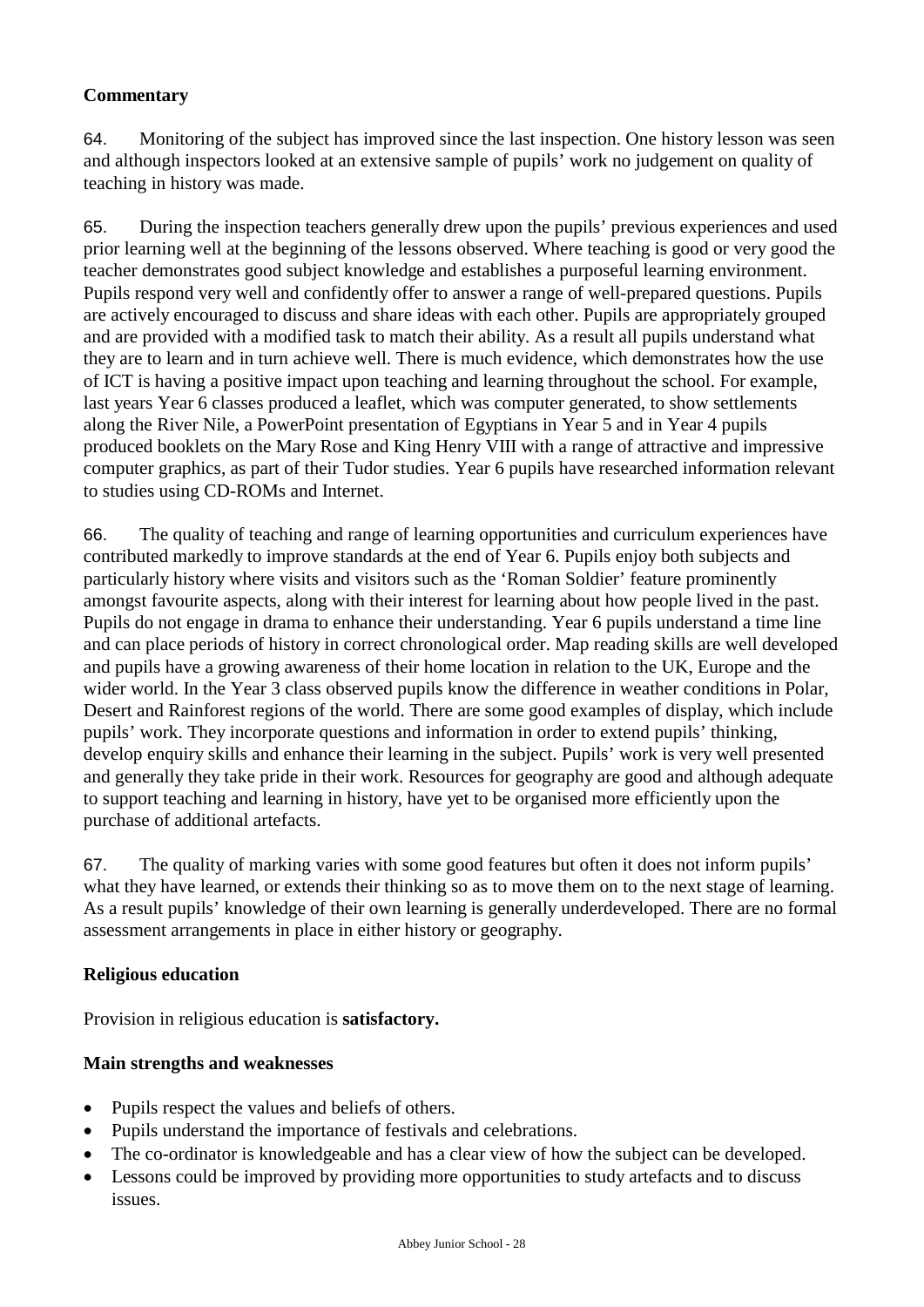**Commentary**

64. Monitoring of the subject has improved since the last inspection. One history lesson was seen and although inspectors looked at an extensive sample of pupils' work no judgement on quality of teaching in history was made.

65. During the inspection teachers generally drew upon the pupils' previous experiences and used prior learning well at the beginning of the lessons observed. Where teaching is good or very good the teacher demonstrates good subject knowledge and establishes a purposeful learning environment. Pupils respond very well and confidently offer to answer a range of well-prepared questions. Pupils are actively encouraged to discuss and share ideas with each other. Pupils are appropriately grouped and are provided with a modified task to match their ability. As a result all pupils understand what they are to learn and in turn achieve well. There is much evidence, which demonstrates how the use of ICT is having a positive impact upon teaching and learning throughout the school. For example, last years Year 6 classes produced a leaflet, which was computer generated, to show settlements along the River Nile, a PowerPoint presentation of Egyptians in Year 5 and in Year 4 pupils produced booklets on the Mary Rose and King Henry VIII with a range of attractive and impressive computer graphics, as part of their Tudor studies. Year 6 pupils have researched information relevant to studies using CD-ROMs and Internet.

66. The quality of teaching and range of learning opportunities and curriculum experiences have contributed markedly to improve standards at the end of Year 6. Pupils enjoy both subjects and particularly history where visits and visitors such as the 'Roman Soldier' feature prominently amongst favourite aspects, along with their interest for learning about how people lived in the past. Pupils do not engage in drama to enhance their understanding. Year 6 pupils understand a time line and can place periods of history in correct chronological order. Map reading skills are well developed and pupils have a growing awareness of their home location in relation to the UK, Europe and the wider world. In the Year 3 class observed pupils know the difference in weather conditions in Polar, Desert and Rainforest regions of the world. There are some good examples of display, which include pupils' work. They incorporate questions and information in order to extend pupils' thinking, develop enquiry skills and enhance their learning in the subject. Pupils' work is very well presented and generally they take pride in their work. Resources for geography are good and although adequate to support teaching and learning in history, have yet to be organised more efficiently upon the purchase of additional artefacts.

67. The quality of marking varies with some good features but often it does not inform pupils' what they have learned, or extends their thinking so as to move them on to the next stage of learning. As a result pupils' knowledge of their own learning is generally underdeveloped. There are no formal assessment arrangements in place in either history or geography.

**Religious education**

Provision in religious education is **satisfactory.**

**Main strengths and weaknesses**

- Pupils respect the values and beliefs of others.
- Pupils understand the importance of festivals and celebrations.
- The co-ordinator is knowledgeable and has a clear view of how the subject can be developed.
- Lessons could be improved by providing more opportunities to study artefacts and to discuss issues.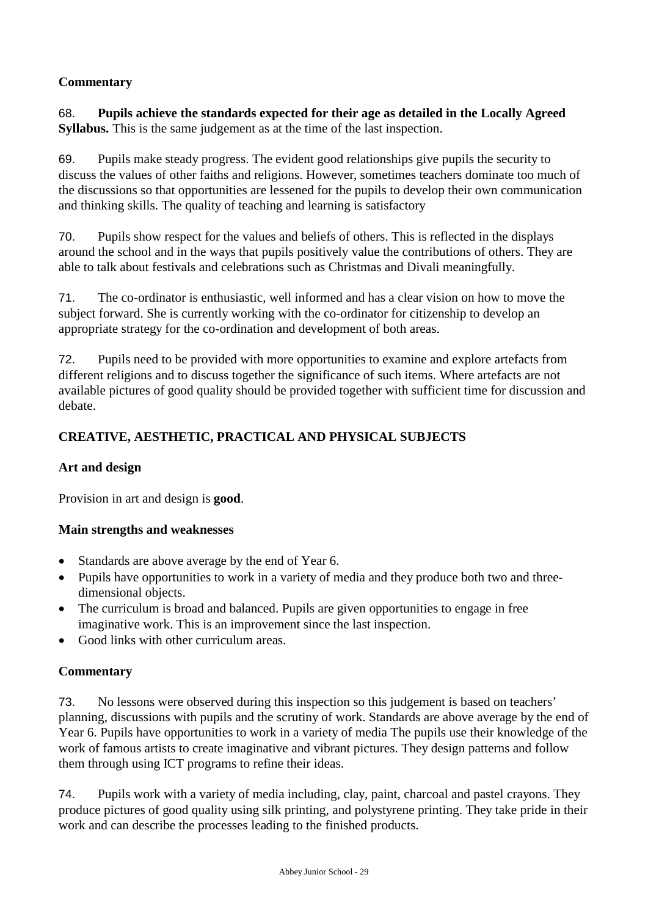**Commentary**

68. **Pupils achieve the standards expected for their age as detailed in the Locally Agreed Syllabus.** This is the same judgement as at the time of the last inspection.

69. Pupils make steady progress. The evident good relationships give pupils the security to discuss the values of other faiths and religions. However, sometimes teachers dominate too much of the discussions so that opportunities are lessened for the pupils to develop their own communication and thinking skills. The quality of teaching and learning is satisfactory

70. Pupils show respect for the values and beliefs of others. This is reflected in the displays around the school and in the ways that pupils positively value the contributions of others. They are able to talk about festivals and celebrations such as Christmas and Divali meaningfully.

71. The co-ordinator is enthusiastic, well informed and has a clear vision on how to move the subject forward. She is currently working with the co-ordinator for citizenship to develop an appropriate strategy for the co-ordination and development of both areas.

72. Pupils need to be provided with more opportunities to examine and explore artefacts from different religions and to discuss together the significance of such items. Where artefacts are not available pictures of good quality should be provided together with sufficient time for discussion and debate.

## CREATIVE, AESTHETIC, PRACTICAL AND PHYSICAL SUBJECTS

### Art and design

Provision in art and design is **good**.

**Main strengths and weaknesses**

- Standards are above average by the end of Year 6.
- Pupils have opportunities to work in a variety of media and they produce both two and three-dimensional objects.
- The curriculum is broad and balanced. Pupils are given opportunities to engage in free imaginative work. This is an improvement since the last inspection.
- Good links with other curriculum areas.

**Commentary**

73. No lessons were observed during this inspection so this judgement is based on teachers' planning, discussions with pupils and the scrutiny of work. Standards are above average by the end of Year 6. Pupils have opportunities to work in a variety of media The pupils use their knowledge of the work of famous artists to create imaginative and vibrant pictures. They design patterns and follow them through using ICT programs to refine their ideas.

74. Pupils work with a variety of media including, clay, paint, charcoal and pastel crayons. They produce pictures of good quality using silk printing, and polystyrene printing. They take pride in their work and can describe the processes leading to the finished products.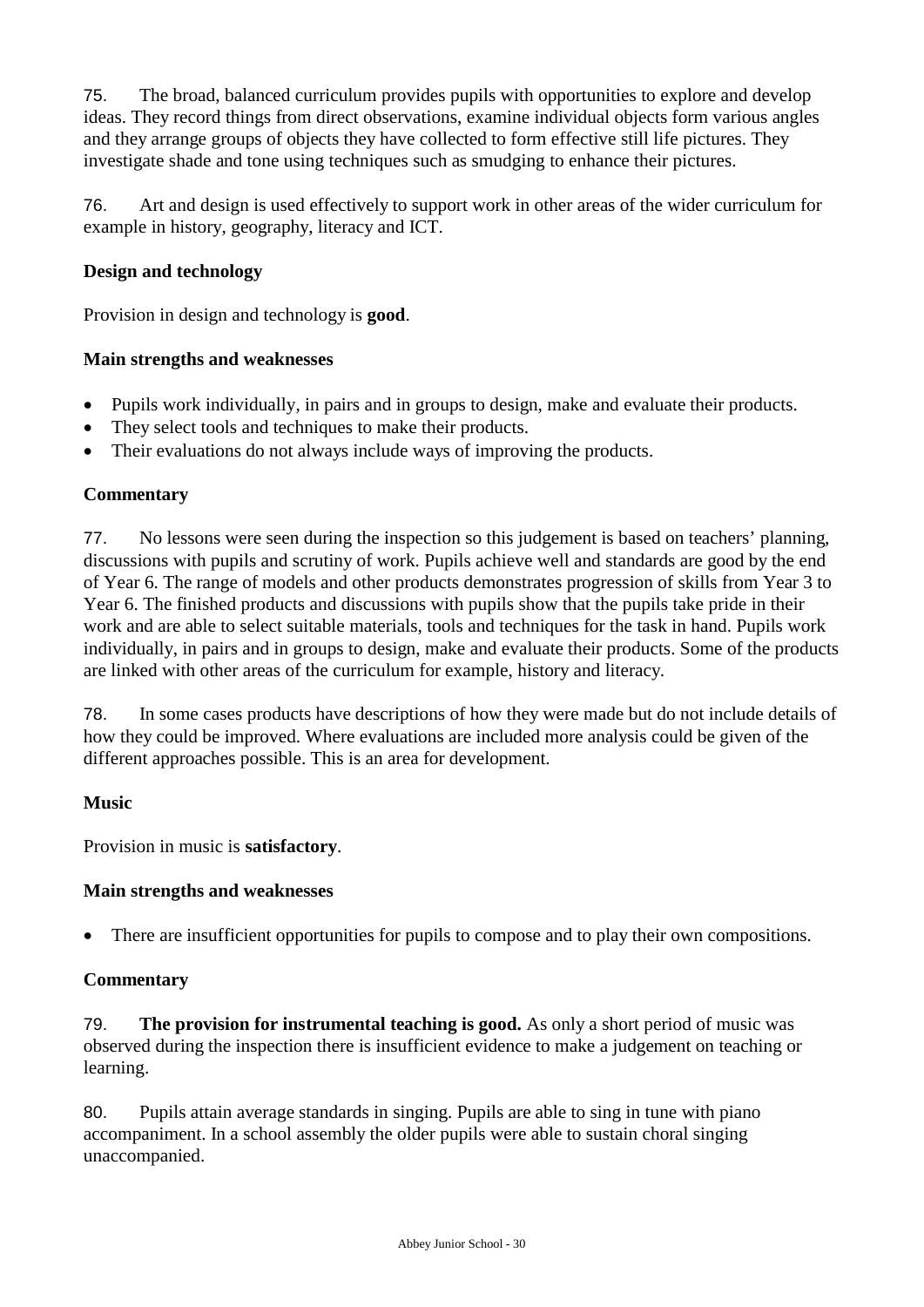75. The broad, balanced curriculum provides pupils with opportunities to explore and develop ideas. They record things from direct observations, examine individual objects form various angles and they arrange groups of objects they have collected to form effective still life pictures. They investigate shade and tone using techniques such as smudging to enhance their pictures.

76. Art and design is used effectively to support work in other areas of the wider curriculum for example in history, geography, literacy and ICT.

### Design and technology

Provision in design and technology is **good**.

#### Main strengths and weaknesses

- Pupils work individually, in pairs and in groups to design, make and evaluate their products.
- They select tools and techniques to make their products.
- Their evaluations do not always include ways of improving the products.

#### Commentary

77. No lessons were seen during the inspection so this judgement is based on teachers' planning, discussions with pupils and scrutiny of work. Pupils achieve well and standards are good by the end of Year 6. The range of models and other products demonstrates progression of skills from Year 3 to Year 6. The finished products and discussions with pupils show that the pupils take pride in their work and are able to select suitable materials, tools and techniques for the task in hand. Pupils work individually, in pairs and in groups to design, make and evaluate their products. Some of the products are linked with other areas of the curriculum for example, history and literacy.

78. In some cases products have descriptions of how they were made but do not include details of how they could be improved. Where evaluations are included more analysis could be given of the different approaches possible. This is an area for development.

### Music

Provision in music is **satisfactory**.

#### Main strengths and weaknesses

- There are insufficient opportunities for pupils to compose and to play their own compositions.

#### Commentary

79. **The provision for instrumental teaching is good.** As only a short period of music was observed during the inspection there is insufficient evidence to make a judgement on teaching or learning.

80. Pupils attain average standards in singing. Pupils are able to sing in tune with piano accompaniment. In a school assembly the older pupils were able to sustain choral singing unaccompanied.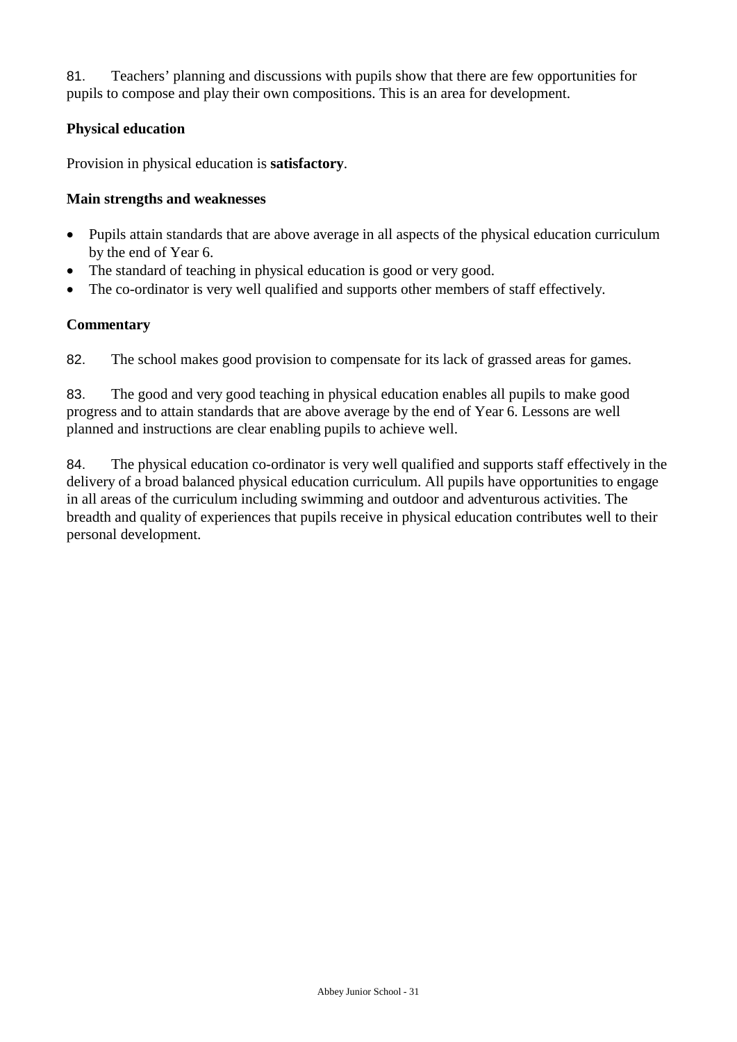81. Teachers' planning and discussions with pupils show that there are few opportunities for pupils to compose and play their own compositions. This is an area for development.

### Physical education

Provision in physical education is **satisfactory**.

#### Main strengths and weaknesses

- Pupils attain standards that are above average in all aspects of the physical education curriculum by the end of Year 6.
- The standard of teaching in physical education is good or very good.
- The co-ordinator is very well qualified and supports other members of staff effectively.

#### Commentary

82. The school makes good provision to compensate for its lack of grassed areas for games.

83. The good and very good teaching in physical education enables all pupils to make good progress and to attain standards that are above average by the end of Year 6. Lessons are well planned and instructions are clear enabling pupils to achieve well.

84. The physical education co-ordinator is very well qualified and supports staff effectively in the delivery of a broad balanced physical education curriculum. All pupils have opportunities to engage in all areas of the curriculum including swimming and outdoor and adventurous activities. The breadth and quality of experiences that pupils receive in physical education contributes well to their personal development.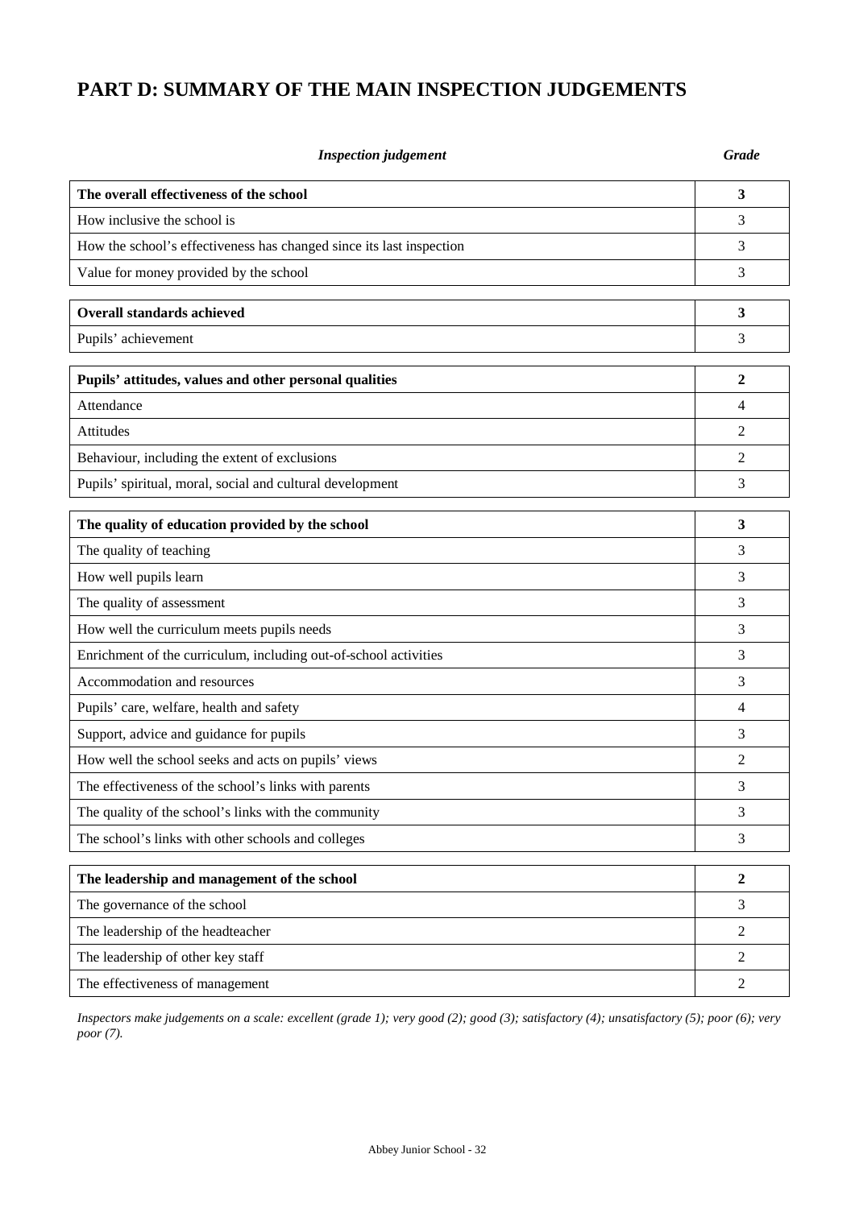# PART D: SUMMARY OF THE MAIN INSPECTION JUDGEMENTS

| *Inspection judgement* | *Grade* |
|---|---|
| **The overall effectiveness of the school** | **3** |
| How inclusive the school is | 3 |
| How the school's effectiveness has changed since its last inspection | 3 |
| Value for money provided by the school | 3 |
| **Overall standards achieved** | **3** |
| Pupils' achievement | 3 |
| **Pupils' attitudes, values and other personal qualities** | **2** |
| Attendance | 4 |
| Attitudes | 2 |
| Behaviour, including the extent of exclusions | 2 |
| Pupils' spiritual, moral, social and cultural development | 3 |
| **The quality of education provided by the school** | **3** |
| The quality of teaching | 3 |
| How well pupils learn | 3 |
| The quality of assessment | 3 |
| How well the curriculum meets pupils needs | 3 |
| Enrichment of the curriculum, including out-of-school activities | 3 |
| Accommodation and resources | 3 |
| Pupils' care, welfare, health and safety | 4 |
| Support, advice and guidance for pupils | 3 |
| How well the school seeks and acts on pupils' views | 2 |
| The effectiveness of the school's links with parents | 3 |
| The quality of the school's links with the community | 3 |
| The school's links with other schools and colleges | 3 |
| **The leadership and management of the school** | **2** |
| The governance of the school | 3 |
| The leadership of the headteacher | 2 |
| The leadership of other key staff | 2 |
| The effectiveness of management | 2 |

*Inspectors make judgements on a scale: excellent (grade 1); very good (2); good (3); satisfactory (4); unsatisfactory (5); poor (6); very poor (7).*